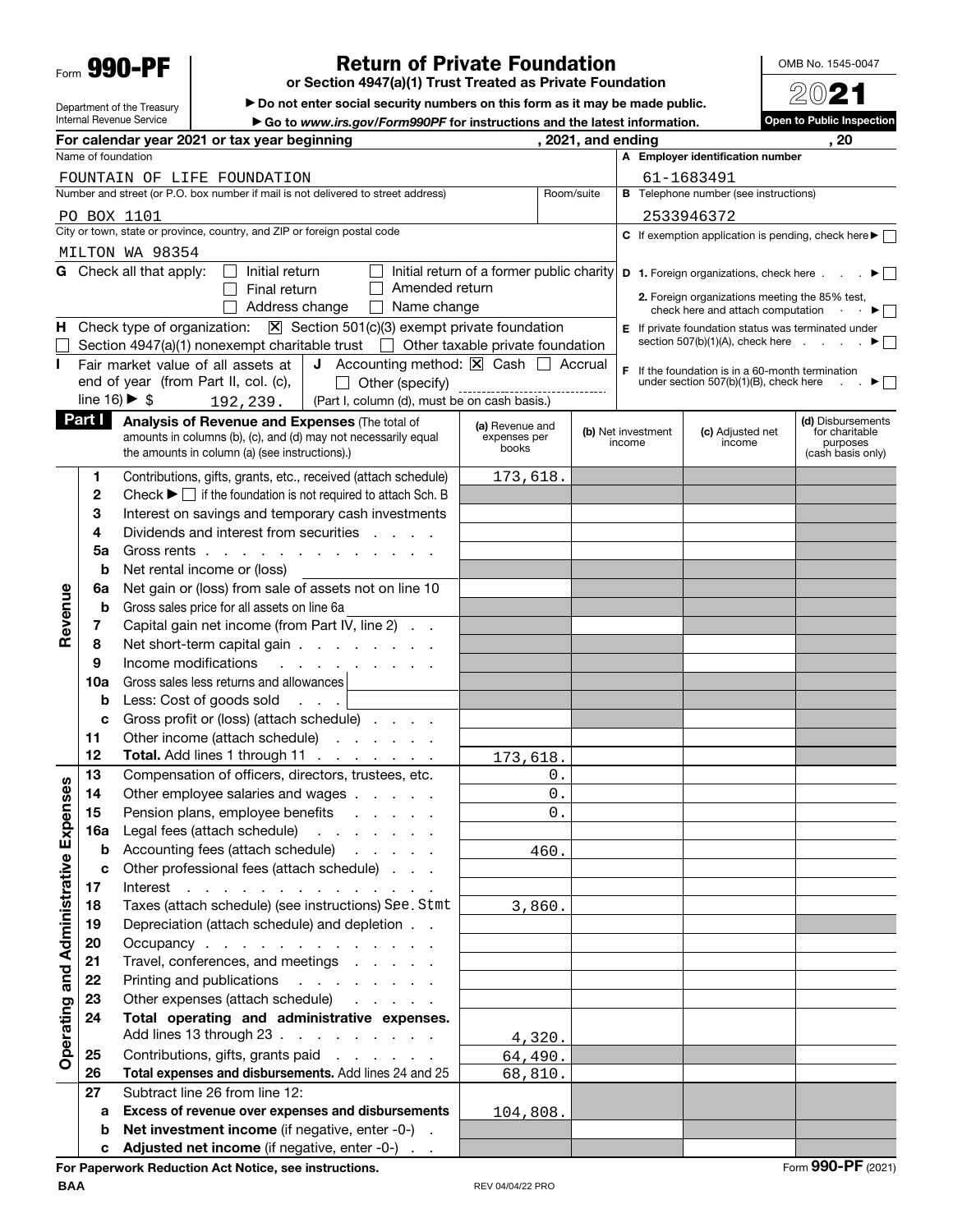Form **990-PF**

Department of the Treasury
Internal Revenue Service

# Return of Private Foundation

**or Section 4947(a)(1) Trust Treated as Private Foundation**

▶ **Do not enter social security numbers on this form as it may be made public.**

▶ **Go to *www.irs.gov/Form990PF* for instructions and the latest information.**

OMB No. 1545-0047

**2021**

**Open to Public Inspection**

**For calendar year 2021 or tax year beginning , 2021, and ending , 20**

Name of foundation: FOUNTAIN OF LIFE FOUNDATION

**A Employer identification number:** 61-1683491

Number and street (or P.O. box number if mail is not delivered to street address) / Room/suite: PO BOX 1101

**B** Telephone number (see instructions): 2533946372

City or town, state or province, country, and ZIP or foreign postal code: MILTON WA 98354

**C** If exemption application is pending, check here ▶ ☐

**G** Check all that apply: ☐ Initial return ☐ Initial return of a former public charity ☐ Final return ☐ Amended return ☐ Address change ☐ Name change

**D 1.** Foreign organizations, check here ▶ ☐

**2.** Foreign organizations meeting the 85% test, check here and attach computation ▶ ☐

**H** Check type of organization: ☒ Section 501(c)(3) exempt private foundation ☐ Section 4947(a)(1) nonexempt charitable trust ☐ Other taxable private foundation

**E** If private foundation status was terminated under section 507(b)(1)(A), check here ▶ ☐

**I** Fair market value of all assets at end of year (from Part II, col. (c), line 16) ▶ $ 192,239.

**J** Accounting method: ☒ Cash ☐ Accrual ☐ Other (specify) (Part I, column (d), must be on cash basis.)

**F** If the foundation is in a 60-month termination under section 507(b)(1)(B), check here ▶ ☐

**Part I** **Analysis of Revenue and Expenses** (The total of amounts in columns (b), (c), and (d) may not necessarily equal the amounts in column (a) (see instructions).)

| | Line | Description | (a) Revenue and expenses per books | (b) Net investment income | (c) Adjusted net income | (d) Disbursements for charitable purposes (cash basis only) |
|---|---|---|---|---|---|---|
| Revenue | 1 | Contributions, gifts, grants, etc., received (attach schedule) | 173,618. | | | |
| | 2 | Check ▶ ☐ if the foundation is not required to attach Sch. B | | | | |
| | 3 | Interest on savings and temporary cash investments | | | | |
| | 4 | Dividends and interest from securities | | | | |
| | 5a | Gross rents | | | | |
| | b | Net rental income or (loss) | | | | |
| | 6a | Net gain or (loss) from sale of assets not on line 10 | | | | |
| | b | Gross sales price for all assets on line 6a | | | | |
| | 7 | Capital gain net income (from Part IV, line 2) | | | | |
| | 8 | Net short-term capital gain | | | | |
| | 9 | Income modifications | | | | |
| | 10a | Gross sales less returns and allowances | | | | |
| | b | Less: Cost of goods sold | | | | |
| | c | Gross profit or (loss) (attach schedule) | | | | |
| | 11 | Other income (attach schedule) | | | | |
| | 12 | **Total.** Add lines 1 through 11 | 173,618. | | | |
| Operating and Administrative Expenses | 13 | Compensation of officers, directors, trustees, etc. | 0. | | | |
| | 14 | Other employee salaries and wages | 0. | | | |
| | 15 | Pension plans, employee benefits | 0. | | | |
| | 16a | Legal fees (attach schedule) | | | | |
| | b | Accounting fees (attach schedule) | 460. | | | |
| | c | Other professional fees (attach schedule) | | | | |
| | 17 | Interest | | | | |
| | 18 | Taxes (attach schedule) (see instructions) See Stmt | 3,860. | | | |
| | 19 | Depreciation (attach schedule) and depletion | | | | |
| | 20 | Occupancy | | | | |
| | 21 | Travel, conferences, and meetings | | | | |
| | 22 | Printing and publications | | | | |
| | 23 | Other expenses (attach schedule) | | | | |
| | 24 | **Total operating and administrative expenses.** Add lines 13 through 23 | 4,320. | | | |
| | 25 | Contributions, gifts, grants paid | 64,490. | | | |
| | 26 | **Total expenses and disbursements.** Add lines 24 and 25 | 68,810. | | | |
| | 27 | Subtract line 26 from line 12: | | | | |
| | a | **Excess of revenue over expenses and disbursements** | 104,808. | | | |
| | b | **Net investment income** (if negative, enter -0-) | | | | |
| | c | **Adjusted net income** (if negative, enter -0-) | | | | |

**For Paperwork Reduction Act Notice, see instructions.**

BAA REV 04/04/22 PRO Form **990-PF** (2021)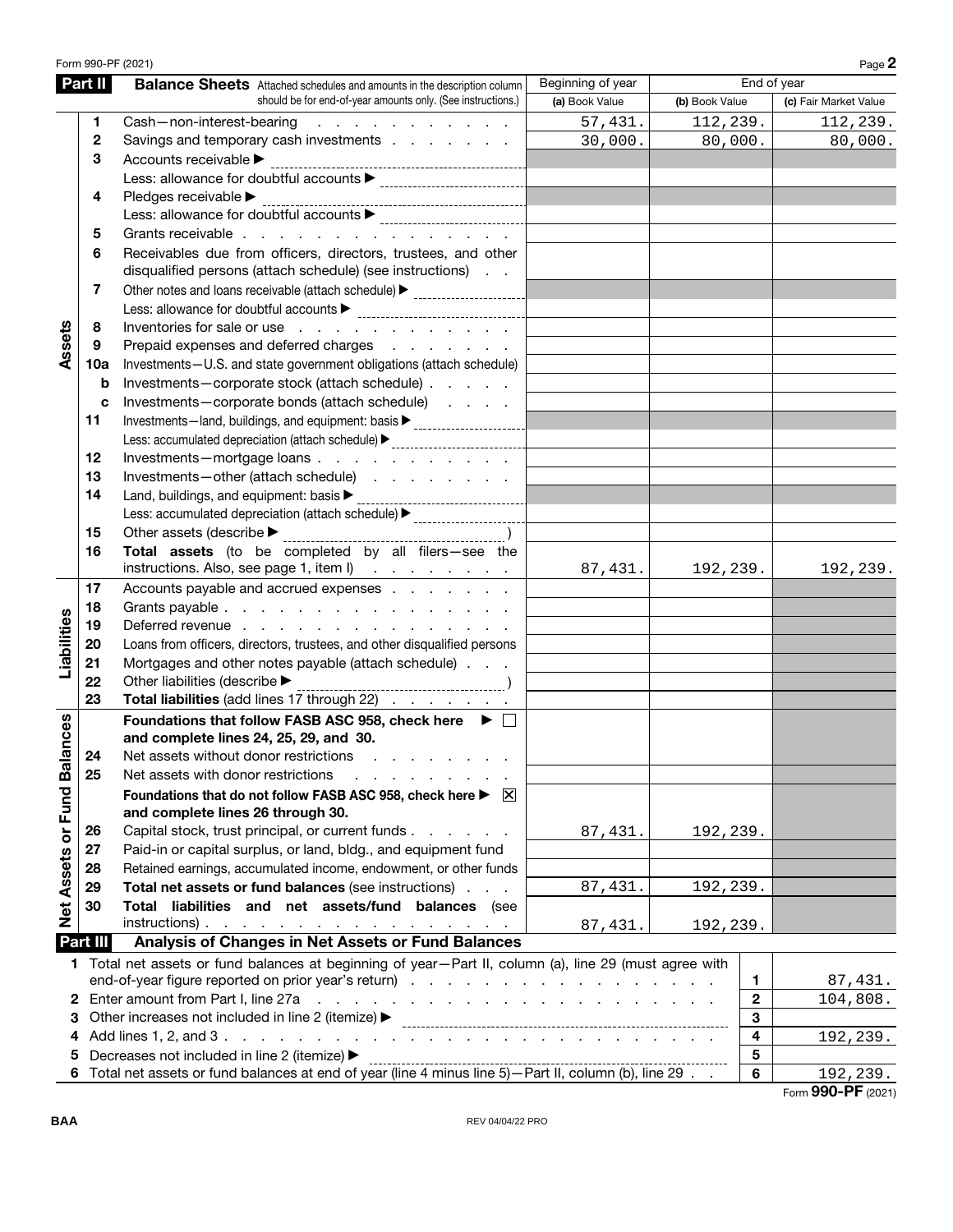Form 990-PF (2021)

## Part II Balance Sheets

Attached schedules and amounts in the description column should be for end-of-year amounts only. (See instructions.)

| | | | Beginning of year | End of year | |
|---|---|---|---|---|---|
| | | | (a) Book Value | (b) Book Value | (c) Fair Market Value |
| Assets | 1 | Cash—non-interest-bearing | 57,431. | 112,239. | 112,239. |
| | 2 | Savings and temporary cash investments | 30,000. | 80,000. | 80,000. |
| | 3 | Accounts receivable ▶ | | | |
| | | Less: allowance for doubtful accounts ▶ | | | |
| | 4 | Pledges receivable ▶ | | | |
| | | Less: allowance for doubtful accounts ▶ | | | |
| | 5 | Grants receivable | | | |
| | 6 | Receivables due from officers, directors, trustees, and other disqualified persons (attach schedule) (see instructions) | | | |
| | 7 | Other notes and loans receivable (attach schedule) ▶ | | | |
| | | Less: allowance for doubtful accounts ▶ | | | |
| | 8 | Inventories for sale or use | | | |
| | 9 | Prepaid expenses and deferred charges | | | |
| | 10a | Investments—U.S. and state government obligations (attach schedule) | | | |
| | b | Investments—corporate stock (attach schedule) | | | |
| | c | Investments—corporate bonds (attach schedule) | | | |
| | 11 | Investments—land, buildings, and equipment: basis ▶ | | | |
| | | Less: accumulated depreciation (attach schedule) ▶ | | | |
| | 12 | Investments—mortgage loans | | | |
| | 13 | Investments—other (attach schedule) | | | |
| | 14 | Land, buildings, and equipment: basis ▶ | | | |
| | | Less: accumulated depreciation (attach schedule) ▶ | | | |
| | 15 | Other assets (describe ▶ ) | | | |
| | 16 | **Total assets** (to be completed by all filers—see the instructions. Also, see page 1, item I) | 87,431. | 192,239. | 192,239. |
| Liabilities | 17 | Accounts payable and accrued expenses | | | |
| | 18 | Grants payable | | | |
| | 19 | Deferred revenue | | | |
| | 20 | Loans from officers, directors, trustees, and other disqualified persons | | | |
| | 21 | Mortgages and other notes payable (attach schedule) | | | |
| | 22 | Other liabilities (describe ▶ ) | | | |
| | 23 | **Total liabilities** (add lines 17 through 22) | | | |
| Net Assets or Fund Balances | | **Foundations that follow FASB ASC 958, check here** ▶ ☐ **and complete lines 24, 25, 29, and 30.** | | | |
| | 24 | Net assets without donor restrictions | | | |
| | 25 | Net assets with donor restrictions | | | |
| | | **Foundations that do not follow FASB ASC 958, check here** ▶ ☒ **and complete lines 26 through 30.** | | | |
| | 26 | Capital stock, trust principal, or current funds | 87,431. | 192,239. | |
| | 27 | Paid-in or capital surplus, or land, bldg., and equipment fund | | | |
| | 28 | Retained earnings, accumulated income, endowment, or other funds | | | |
| | 29 | **Total net assets or fund balances** (see instructions) | 87,431. | 192,239. | |
| | 30 | **Total liabilities and net assets/fund balances** (see instructions) | 87,431. | 192,239. | |

## Part III Analysis of Changes in Net Assets or Fund Balances

| | | | |
|---|---|---|---|
| 1 | Total net assets or fund balances at beginning of year—Part II, column (a), line 29 (must agree with end-of-year figure reported on prior year's return) | 1 | 87,431. |
| 2 | Enter amount from Part I, line 27a | 2 | 104,808. |
| 3 | Other increases not included in line 2 (itemize) ▶ | 3 | |
| 4 | Add lines 1, 2, and 3 | 4 | 192,239. |
| 5 | Decreases not included in line 2 (itemize) ▶ | 5 | |
| 6 | Total net assets or fund balances at end of year (line 4 minus line 5)—Part II, column (b), line 29 | 6 | 192,239. |

Form **990-PF** (2021)

BAA REV 04/04/22 PRO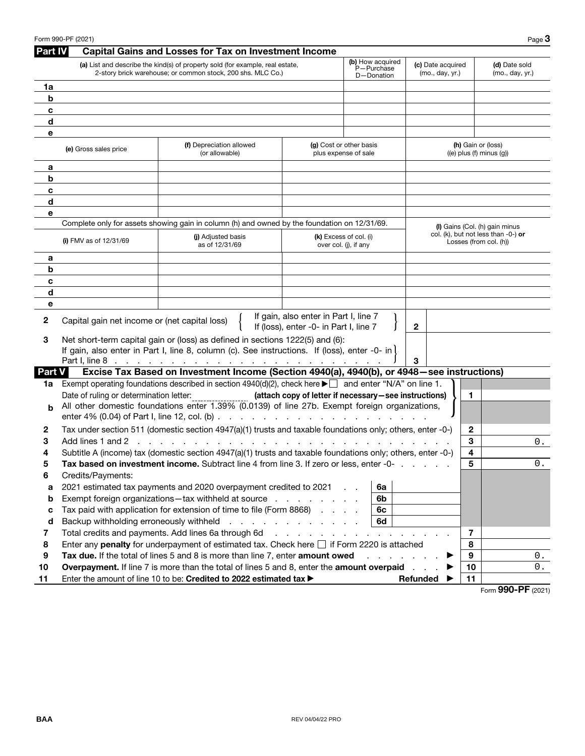Form 990-PF (2021)

## Part IV Capital Gains and Losses for Tax on Investment Income

| | (a) List and describe the kind(s) of property sold (for example, real estate, 2-story brick warehouse; or common stock, 200 shs. MLC Co.) | (b) How acquired P—Purchase D—Donation | (c) Date acquired (mo., day, yr.) | (d) Date sold (mo., day, yr.) |
|---|---|---|---|---|
| 1a | | | | |
| b | | | | |
| c | | | | |
| d | | | | |
| e | | | | |

| | (e) Gross sales price | (f) Depreciation allowed (or allowable) | (g) Cost or other basis plus expense of sale | (h) Gain or (loss) ((e) plus (f) minus (g)) |
|---|---|---|---|---|
| a | | | | |
| b | | | | |
| c | | | | |
| d | | | | |
| e | | | | |

Complete only for assets showing gain in column (h) and owned by the foundation on 12/31/69.

| | (i) FMV as of 12/31/69 | (j) Adjusted basis as of 12/31/69 | (k) Excess of col. (i) over col. (j), if any | (l) Gains (Col. (h) gain minus col. (k), but not less than -0-) **or** Losses (from col. (h)) |
|---|---|---|---|---|
| a | | | | |
| b | | | | |
| c | | | | |
| d | | | | |
| e | | | | |

| | | | |
|---|---|---|---|
| 2 | Capital gain net income or (net capital loss) { If gain, also enter in Part I, line 7 / If (loss), enter -0- in Part I, line 7 } | 2 | |
| 3 | Net short-term capital gain or (loss) as defined in sections 1222(5) and (6): If gain, also enter in Part I, line 8, column (c). See instructions. If (loss), enter -0- in Part I, line 8 | 3 | |

## Part V Excise Tax Based on Investment Income (Section 4940(a), 4940(b), or 4948—see instructions)

| | | | | |
|---|---|---|---|---|
| 1a | Exempt operating foundations described in section 4940(d)(2), check here ▶ ☐ and enter "N/A" on line 1. Date of ruling or determination letter: ______ **(attach copy of letter if necessary—see instructions)** | | 1 | |
| b | All other domestic foundations enter 1.39% (0.0139) of line 27b. Exempt foreign organizations, enter 4% (0.04) of Part I, line 12, col. (b) | | | |
| 2 | Tax under section 511 (domestic section 4947(a)(1) trusts and taxable foundations only; others, enter -0-) | | 2 | |
| 3 | Add lines 1 and 2 | | 3 | 0. |
| 4 | Subtitle A (income) tax (domestic section 4947(a)(1) trusts and taxable foundations only; others, enter -0-) | | 4 | |
| 5 | **Tax based on investment income.** Subtract line 4 from line 3. If zero or less, enter -0- | | 5 | 0. |
| 6 | Credits/Payments: | | | |
| a | 2021 estimated tax payments and 2020 overpayment credited to 2021 | 6a | | |
| b | Exempt foreign organizations—tax withheld at source | 6b | | |
| c | Tax paid with application for extension of time to file (Form 8868) | 6c | | |
| d | Backup withholding erroneously withheld | 6d | | |
| 7 | Total credits and payments. Add lines 6a through 6d | | 7 | |
| 8 | Enter any **penalty** for underpayment of estimated tax. Check here ☐ if Form 2220 is attached | | 8 | |
| 9 | **Tax due.** If the total of lines 5 and 8 is more than line 7, enter **amount owed** ▶ | | 9 | 0. |
| 10 | **Overpayment.** If line 7 is more than the total of lines 5 and 8, enter the **amount overpaid** ▶ | | 10 | 0. |
| 11 | Enter the amount of line 10 to be: **Credited to 2022 estimated tax** ▶ | Refunded ▶ | 11 | |

Form **990-PF** (2021)

BAA REV 04/04/22 PRO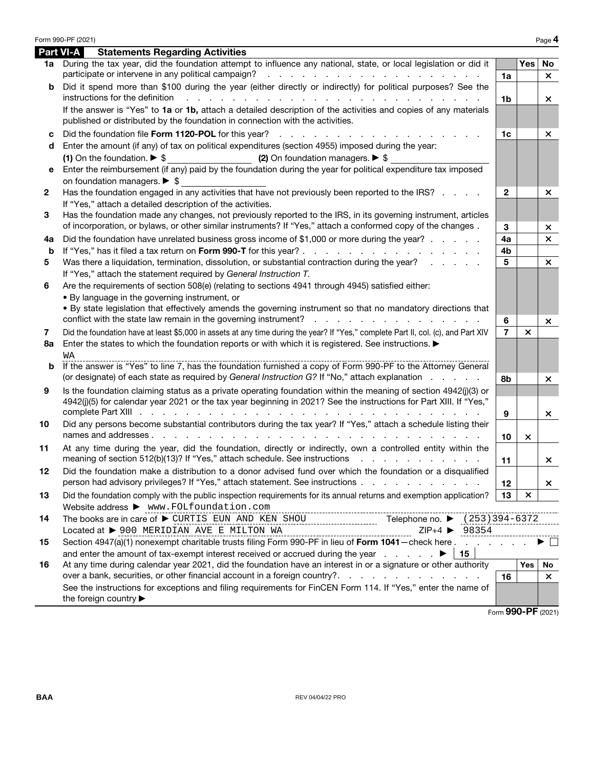## Part VI-A Statements Regarding Activities

| | | | Yes | No |
|---|---|---|---|---|
| **1a** | During the tax year, did the foundation attempt to influence any national, state, or local legislation or did it participate or intervene in any political campaign? | 1a | | × |
| **b** | Did it spend more than $100 during the year (either directly or indirectly) for political purposes? See the instructions for the definition | 1b | | × |
| | If the answer is "Yes" to **1a** or **1b,** attach a detailed description of the activities and copies of any materials published or distributed by the foundation in connection with the activities. | | | |
| **c** | Did the foundation file **Form 1120-POL** for this year? | 1c | | × |
| **d** | Enter the amount (if any) of tax on political expenditures (section 4955) imposed during the year: **(1)** On the foundation. ▶ $ ______ **(2)** On foundation managers. ▶ $ ______ | | | |
| **e** | Enter the reimbursement (if any) paid by the foundation during the year for political expenditure tax imposed on foundation managers. ▶ $ ______ | | | |
| **2** | Has the foundation engaged in any activities that have not previously been reported to the IRS? If "Yes," attach a detailed description of the activities. | 2 | | × |
| **3** | Has the foundation made any changes, not previously reported to the IRS, in its governing instrument, articles of incorporation, or bylaws, or other similar instruments? If "Yes," attach a conformed copy of the changes | 3 | | × |
| **4a** | Did the foundation have unrelated business gross income of $1,000 or more during the year? | 4a | | × |
| **b** | If "Yes," has it filed a tax return on **Form 990-T** for this year? | 4b | | |
| **5** | Was there a liquidation, termination, dissolution, or substantial contraction during the year? If "Yes," attach the statement required by *General Instruction T.* | 5 | | × |
| **6** | Are the requirements of section 508(e) (relating to sections 4941 through 4945) satisfied either: • By language in the governing instrument, or • By state legislation that effectively amends the governing instrument so that no mandatory directions that conflict with the state law remain in the governing instrument? | 6 | | × |
| **7** | Did the foundation have at least $5,000 in assets at any time during the year? If "Yes," complete Part II, col. (c), and Part XIV | 7 | × | |
| **8a** | Enter the states to which the foundation reports or with which it is registered. See instructions. ▶ WA | | | |
| **b** | If the answer is "Yes" to line 7, has the foundation furnished a copy of Form 990-PF to the Attorney General (or designate) of each state as required by *General Instruction G?* If "No," attach explanation | 8b | | × |
| **9** | Is the foundation claiming status as a private operating foundation within the meaning of section 4942(j)(3) or 4942(j)(5) for calendar year 2021 or the tax year beginning in 2021? See the instructions for Part XIII. If "Yes," complete Part XIII | 9 | | × |
| **10** | Did any persons become substantial contributors during the tax year? If "Yes," attach a schedule listing their names and addresses | 10 | × | |
| **11** | At any time during the year, did the foundation, directly or indirectly, own a controlled entity within the meaning of section 512(b)(13)? If "Yes," attach schedule. See instructions | 11 | | × |
| **12** | Did the foundation make a distribution to a donor advised fund over which the foundation or a disqualified person had advisory privileges? If "Yes," attach statement. See instructions | 12 | | × |
| **13** | Did the foundation comply with the public inspection requirements for its annual returns and exemption application? Website address ▶ www.FOLfoundation.com | 13 | × | |

**14** The books are in care of ▶ CURTIS EUN AND KEN SHOU Telephone no. ▶ (253)394-6372
Located at ▶ 900 MERIDIAN AVE E MILTON WA ZIP+4 ▶ 98354

**15** Section 4947(a)(1) nonexempt charitable trusts filing Form 990-PF in lieu of **Form 1041**—check here ▶ ☐
and enter the amount of tax-exempt interest received or accrued during the year ▶ | 15 |

| | | | Yes | No |
|---|---|---|---|---|
| **16** | At any time during calendar year 2021, did the foundation have an interest in or a signature or other authority over a bank, securities, or other financial account in a foreign country? See the instructions for exceptions and filing requirements for FinCEN Form 114. If "Yes," enter the name of the foreign country ▶ | 16 | | × |

Form **990-PF** (2021)

BAA REV 04/04/22 PRO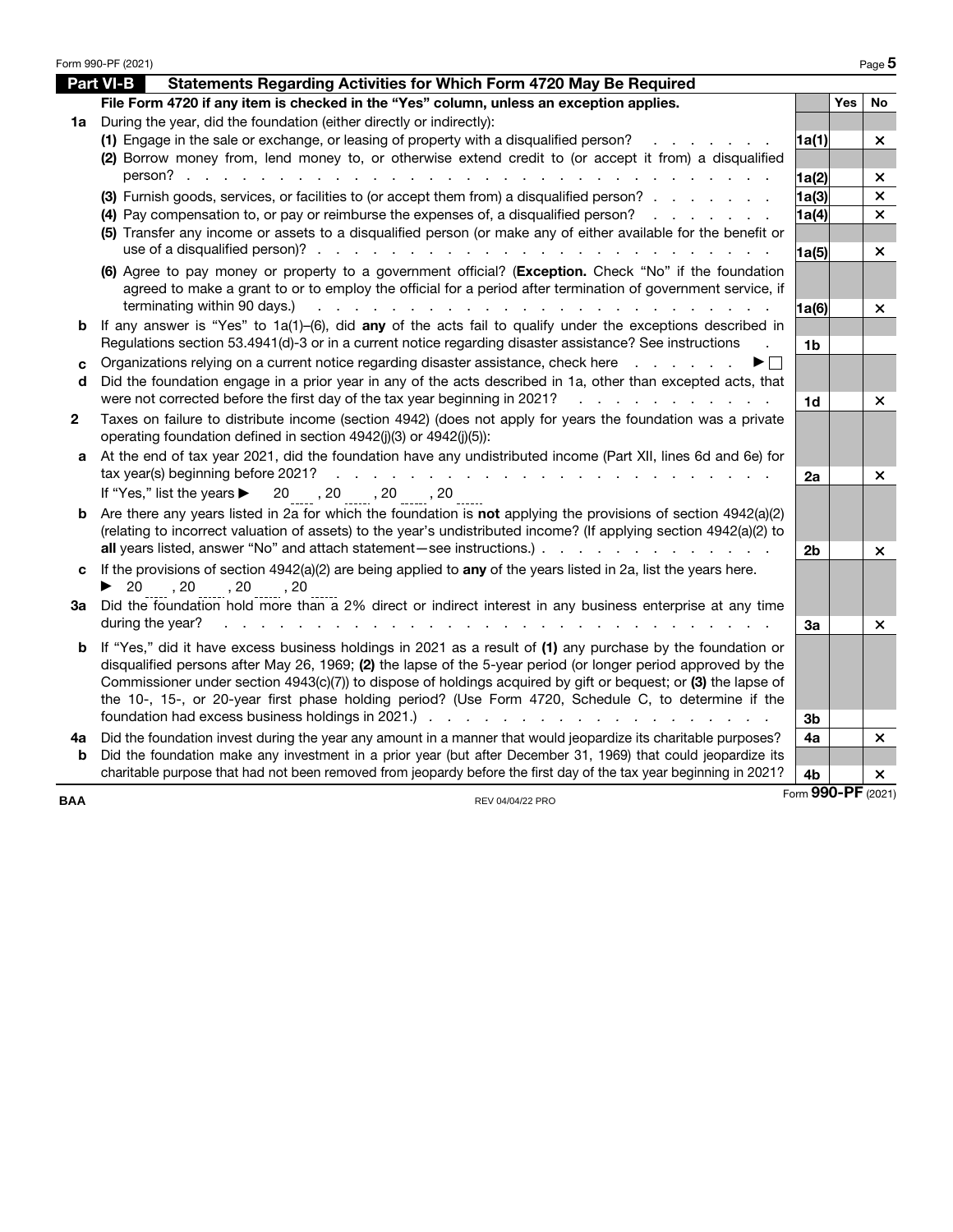## Part VI-B Statements Regarding Activities for Which Form 4720 May Be Required

| | | | Yes | No |
|---|---|---|---|---|
| | **File Form 4720 if any item is checked in the "Yes" column, unless an exception applies.** | | | |
| **1a** | During the year, did the foundation (either directly or indirectly): | | | |
| | **(1)** Engage in the sale or exchange, or leasing of property with a disqualified person? | 1a(1) | | × |
| | **(2)** Borrow money from, lend money to, or otherwise extend credit to (or accept it from) a disqualified person? | 1a(2) | | × |
| | **(3)** Furnish goods, services, or facilities to (or accept them from) a disqualified person? | 1a(3) | | × |
| | **(4)** Pay compensation to, or pay or reimburse the expenses of, a disqualified person? | 1a(4) | | × |
| | **(5)** Transfer any income or assets to a disqualified person (or make any of either available for the benefit or use of a disqualified person)? | 1a(5) | | × |
| | **(6)** Agree to pay money or property to a government official? (**Exception.** Check "No" if the foundation agreed to make a grant to or to employ the official for a period after termination of government service, if terminating within 90 days.) | 1a(6) | | × |
| **b** | If any answer is "Yes" to 1a(1)–(6), did **any** of the acts fail to qualify under the exceptions described in Regulations section 53.4941(d)-3 or in a current notice regarding disaster assistance? See instructions | 1b | | |
| **c** | Organizations relying on a current notice regarding disaster assistance, check here ▶ ☐ | | | |
| **d** | Did the foundation engage in a prior year in any of the acts described in 1a, other than excepted acts, that were not corrected before the first day of the tax year beginning in 2021? | 1d | | × |
| **2** | Taxes on failure to distribute income (section 4942) (does not apply for years the foundation was a private operating foundation defined in section 4942(j)(3) or 4942(j)(5)): | | | |
| **a** | At the end of tax year 2021, did the foundation have any undistributed income (Part XII, lines 6d and 6e) for tax year(s) beginning before 2021? | 2a | | × |
| | If "Yes," list the years ▶ 20___ , 20___ , 20___ , 20___ | | | |
| **b** | Are there any years listed in 2a for which the foundation is **not** applying the provisions of section 4942(a)(2) (relating to incorrect valuation of assets) to the year's undistributed income? (If applying section 4942(a)(2) to **all** years listed, answer "No" and attach statement—see instructions.) | 2b | | × |
| **c** | If the provisions of section 4942(a)(2) are being applied to **any** of the years listed in 2a, list the years here. ▶ 20___ , 20___ , 20___ , 20___ | | | |
| **3a** | Did the foundation hold more than a 2% direct or indirect interest in any business enterprise at any time during the year? | 3a | | × |
| **b** | If "Yes," did it have excess business holdings in 2021 as a result of **(1)** any purchase by the foundation or disqualified persons after May 26, 1969; **(2)** the lapse of the 5-year period (or longer period approved by the Commissioner under section 4943(c)(7)) to dispose of holdings acquired by gift or bequest; or **(3)** the lapse of the 10-, 15-, or 20-year first phase holding period? (Use Form 4720, Schedule C, to determine if the foundation had excess business holdings in 2021.) | 3b | | |
| **4a** | Did the foundation invest during the year any amount in a manner that would jeopardize its charitable purposes? | 4a | | × |
| **b** | Did the foundation make any investment in a prior year (but after December 31, 1969) that could jeopardize its charitable purpose that had not been removed from jeopardy before the first day of the tax year beginning in 2021? | 4b | | × |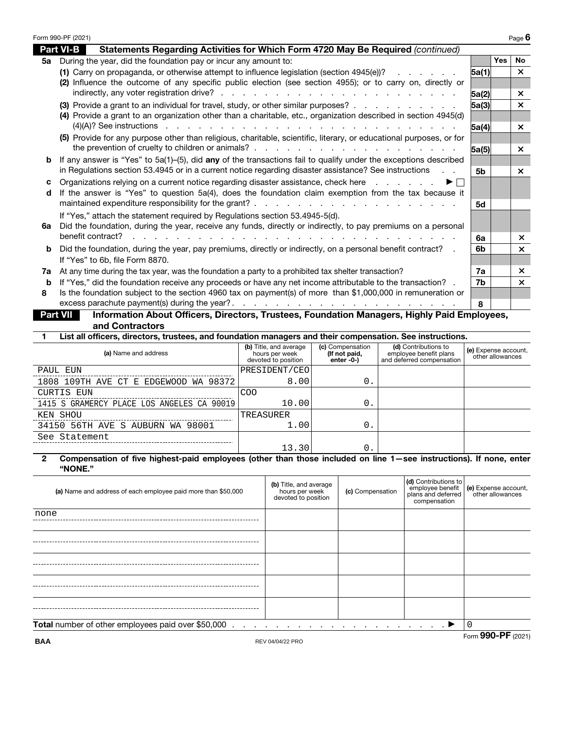Form 990-PF (2021)

**Part VI-B** **Statements Regarding Activities for Which Form 4720 May Be Required** *(continued)*

| | | | Yes | No |
|---|---|---|---|---|
| **5a** | During the year, did the foundation pay or incur any amount to: | | | |
| | **(1)** Carry on propaganda, or otherwise attempt to influence legislation (section 4945(e))? | **5a(1)** | | × |
| | **(2)** Influence the outcome of any specific public election (see section 4955); or to carry on, directly or indirectly, any voter registration drive? | **5a(2)** | | × |
| | **(3)** Provide a grant to an individual for travel, study, or other similar purposes? | **5a(3)** | | × |
| | **(4)** Provide a grant to an organization other than a charitable, etc., organization described in section 4945(d)(4)(A)? See instructions | **5a(4)** | | × |
| | **(5)** Provide for any purpose other than religious, charitable, scientific, literary, or educational purposes, or for the prevention of cruelty to children or animals? | **5a(5)** | | × |
| **b** | If any answer is "Yes" to 5a(1)–(5), did **any** of the transactions fail to qualify under the exceptions described in Regulations section 53.4945 or in a current notice regarding disaster assistance? See instructions | **5b** | | × |
| **c** | Organizations relying on a current notice regarding disaster assistance, check here ▶ ☐ | | | |
| **d** | If the answer is "Yes" to question 5a(4), does the foundation claim exemption from the tax because it maintained expenditure responsibility for the grant? | **5d** | | |
| | If "Yes," attach the statement required by Regulations section 53.4945-5(d). | | | |
| **6a** | Did the foundation, during the year, receive any funds, directly or indirectly, to pay premiums on a personal benefit contract? | **6a** | | × |
| **b** | Did the foundation, during the year, pay premiums, directly or indirectly, on a personal benefit contract? If "Yes" to 6b, file Form 8870. | **6b** | | × |
| **7a** | At any time during the tax year, was the foundation a party to a prohibited tax shelter transaction? | **7a** | | × |
| **b** | If "Yes," did the foundation receive any proceeds or have any net income attributable to the transaction? | **7b** | | × |
| **8** | Is the foundation subject to the section 4960 tax on payment(s) of more than $1,000,000 in remuneration or excess parachute payment(s) during the year? | **8** | | |

**Part VII** **Information About Officers, Directors, Trustees, Foundation Managers, Highly Paid Employees, and Contractors**

**1 List all officers, directors, trustees, foundation managers and their compensation. See instructions.**

| (a) Name and address | (b) Title, and average hours per week devoted to position | (c) Compensation (If not paid, enter -0-) | (d) Contributions to employee benefit plans and deferred compensation | (e) Expense account, other allowances |
|---|---|---|---|---|
| PAUL EUN<br>1808 109TH AVE CT E EDGEWOOD WA 98372 | PRESIDENT/CEO<br>8.00 | 0. | | |
| CURTIS EUN<br>1415 S GRAMERCY PLACE LOS ANGELES CA 90019 | COO<br>10.00 | 0. | | |
| KEN SHOU<br>34150 56TH AVE S AUBURN WA 98001 | TREASURER<br>1.00 | 0. | | |
| See Statement | 13.30 | 0. | | |

**2 Compensation of five highest-paid employees (other than those included on line 1—see instructions). If none, enter "NONE."**

| (a) Name and address of each employee paid more than $50,000 | (b) Title, and average hours per week devoted to position | (c) Compensation | (d) Contributions to employee benefit plans and deferred compensation | (e) Expense account, other allowances |
|---|---|---|---|---|
| none | | | | |
| | | | | |
| | | | | |
| | | | | |
| | | | | |

**Total** number of other employees paid over $50,000 ▶ 0

BAA REV 04/04/22 PRO Form **990-PF** (2021)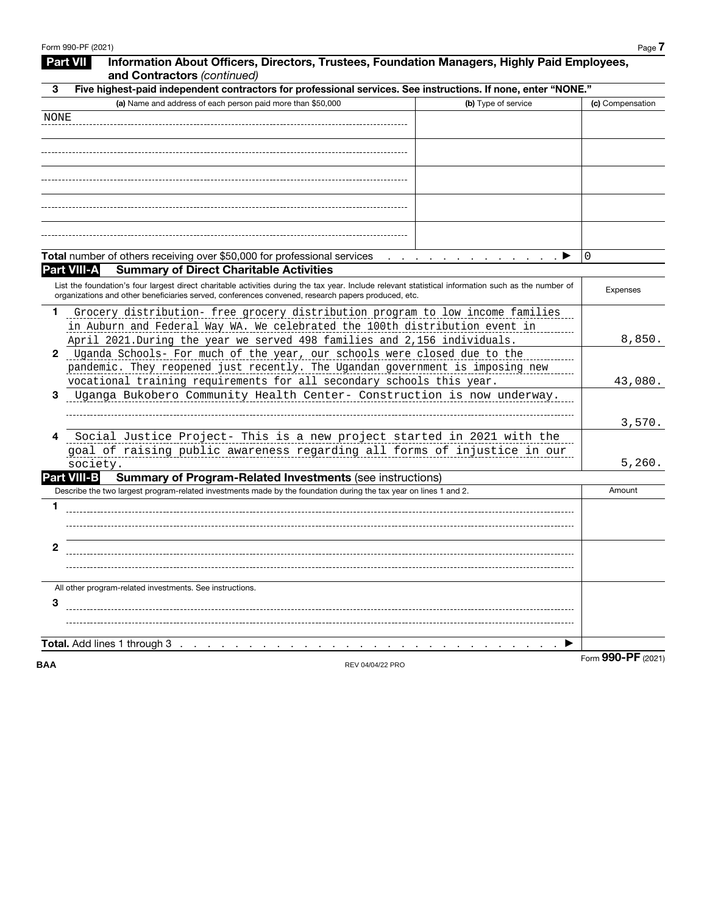## Part VII Information About Officers, Directors, Trustees, Foundation Managers, Highly Paid Employees, and Contractors *(continued)*

**3 Five highest-paid independent contractors for professional services. See instructions. If none, enter "NONE."**

| (a) Name and address of each person paid more than $50,000 | (b) Type of service | (c) Compensation |
|---|---|---|
| NONE | | |
| | | |
| | | |
| | | |
| | | |

**Total** number of others receiving over $50,000 for professional services ▶ 0

## Part VIII-A Summary of Direct Charitable Activities

| List the foundation's four largest direct charitable activities during the tax year. Include relevant statistical information such as the number of organizations and other beneficiaries served, conferences convened, research papers produced, etc. | Expenses |
|---|---|
| **1** Grocery distribution- free grocery distribution program to low income families in Auburn and Federal Way WA. We celebrated the 100th distribution event in April 2021.During the year we served 498 families and 2,156 individuals. | 8,850. |
| **2** Uganda Schools- For much of the year, our schools were closed due to the pandemic. They reopened just recently. The Ugandan government is imposing new vocational training requirements for all secondary schools this year. | 43,080. |
| **3** Uganga Bukobero Community Health Center- Construction is now underway. | 3,570. |
| **4** Social Justice Project- This is a new project started in 2021 with the goal of raising public awareness regarding all forms of injustice in our society. | 5,260. |

## Part VIII-B Summary of Program-Related Investments (see instructions)

| Describe the two largest program-related investments made by the foundation during the tax year on lines 1 and 2. | Amount |
|---|---|
| **1** | |
| **2** | |
| All other program-related investments. See instructions. | |
| **3** | |
| **Total.** Add lines 1 through 3 ▶ | |

BAA REV 04/04/22 PRO Form **990-PF** (2021)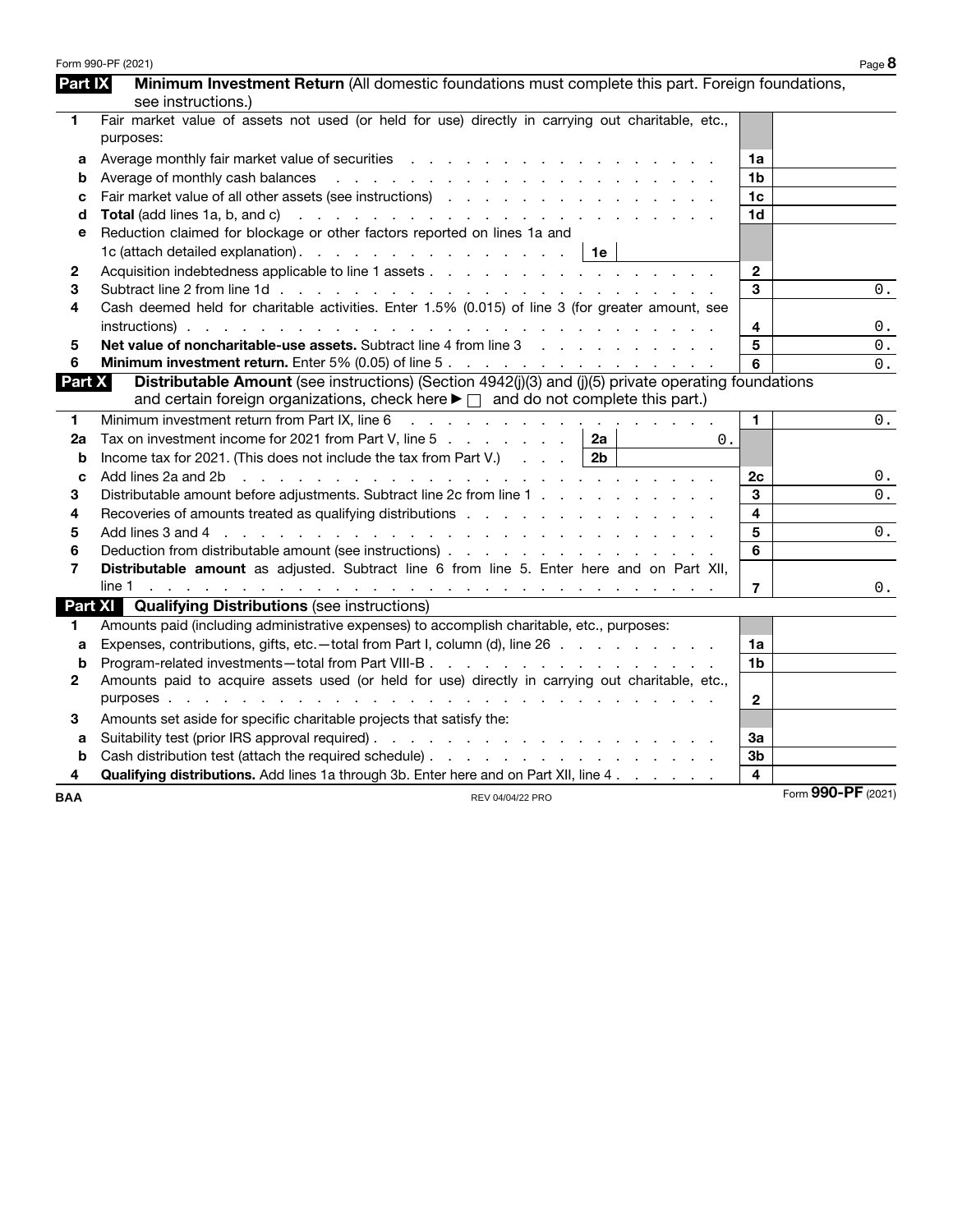Form 990-PF (2021)

## Part IX Minimum Investment Return (All domestic foundations must complete this part. Foreign foundations, see instructions.)

| | | | |
|---|---|---|---|
| **1** | Fair market value of assets not used (or held for use) directly in carrying out charitable, etc., purposes: | | |
| a | Average monthly fair market value of securities | 1a | |
| b | Average of monthly cash balances | 1b | |
| c | Fair market value of all other assets (see instructions) | 1c | |
| d | **Total** (add lines 1a, b, and c) | 1d | |
| e | Reduction claimed for blockage or other factors reported on lines 1a and 1c (attach detailed explanation) **1e** | | |
| **2** | Acquisition indebtedness applicable to line 1 assets | 2 | |
| **3** | Subtract line 2 from line 1d | 3 | 0. |
| **4** | Cash deemed held for charitable activities. Enter 1.5% (0.015) of line 3 (for greater amount, see instructions) | 4 | 0. |
| **5** | **Net value of noncharitable-use assets.** Subtract line 4 from line 3 | 5 | 0. |
| **6** | **Minimum investment return.** Enter 5% (0.05) of line 5 | 6 | 0. |

## Part X Distributable Amount (see instructions) (Section 4942(j)(3) and (j)(5) private operating foundations and certain foreign organizations, check here ▶ ☐ and do not complete this part.)

| | | | |
|---|---|---|---|
| **1** | Minimum investment return from Part IX, line 6 | 1 | 0. |
| **2a** | Tax on investment income for 2021 from Part V, line 5 **2a** 0. | | |
| b | Income tax for 2021. (This does not include the tax from Part V.) **2b** | | |
| c | Add lines 2a and 2b | 2c | 0. |
| **3** | Distributable amount before adjustments. Subtract line 2c from line 1 | 3 | 0. |
| **4** | Recoveries of amounts treated as qualifying distributions | 4 | |
| **5** | Add lines 3 and 4 | 5 | 0. |
| **6** | Deduction from distributable amount (see instructions) | 6 | |
| **7** | **Distributable amount** as adjusted. Subtract line 6 from line 5. Enter here and on Part XII, line 1 | 7 | 0. |

## Part XI Qualifying Distributions (see instructions)

| | | | |
|---|---|---|---|
| **1** | Amounts paid (including administrative expenses) to accomplish charitable, etc., purposes: | | |
| a | Expenses, contributions, gifts, etc.—total from Part I, column (d), line 26 | 1a | |
| b | Program-related investments—total from Part VIII-B | 1b | |
| **2** | Amounts paid to acquire assets used (or held for use) directly in carrying out charitable, etc., purposes | 2 | |
| **3** | Amounts set aside for specific charitable projects that satisfy the: | | |
| a | Suitability test (prior IRS approval required) | 3a | |
| b | Cash distribution test (attach the required schedule) | 3b | |
| **4** | **Qualifying distributions.** Add lines 1a through 3b. Enter here and on Part XII, line 4 | 4 | |

BAA REV 04/04/22 PRO Form **990-PF** (2021)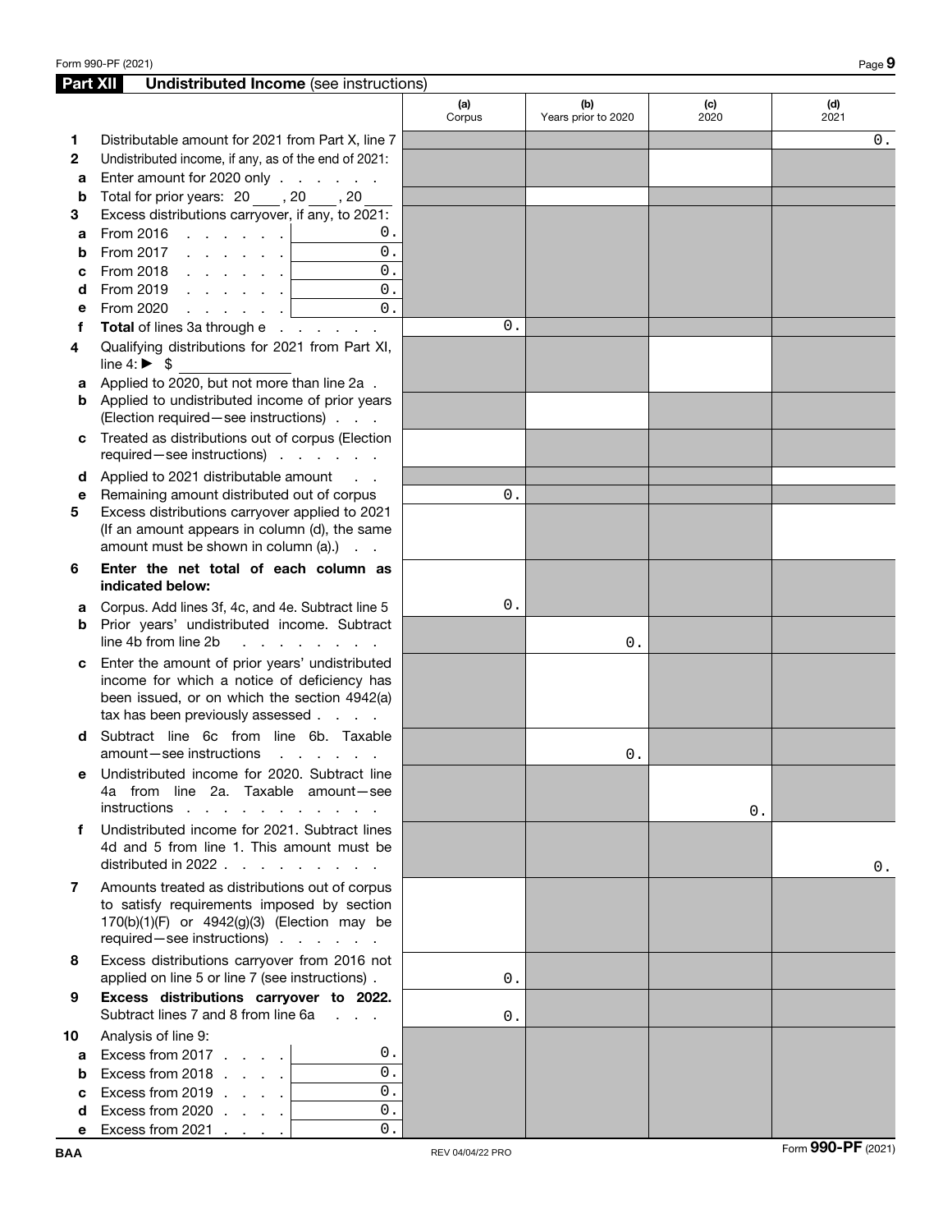## Part XII Undistributed Income (see instructions)

| | | (a) Corpus | (b) Years prior to 2020 | (c) 2020 | (d) 2021 |
|---|---|---|---|---|---|
| **1** | Distributable amount for 2021 from Part X, line 7 | | | | 0. |
| **2** | Undistributed income, if any, as of the end of 2021: | | | | |
| **a** | Enter amount for 2020 only | | | | |
| **b** | Total for prior years: 20 ___ , 20 ___ , 20 ___ | | | | |
| **3** | Excess distributions carryover, if any, to 2021: | | | | |
| **a** | From 2016 . . . . . . 0. | | | | |
| **b** | From 2017 . . . . . . 0. | | | | |
| **c** | From 2018 . . . . . . 0. | | | | |
| **d** | From 2019 . . . . . . 0. | | | | |
| **e** | From 2020 . . . . . . 0. | | | | |
| **f** | **Total** of lines 3a through e | 0. | | | |
| **4** | Qualifying distributions for 2021 from Part XI, line 4: ► $ | | | | |
| **a** | Applied to 2020, but not more than line 2a | | | | |
| **b** | Applied to undistributed income of prior years (Election required—see instructions) | | | | |
| **c** | Treated as distributions out of corpus (Election required—see instructions) | | | | |
| **d** | Applied to 2021 distributable amount | | | | |
| **e** | Remaining amount distributed out of corpus | 0. | | | |
| **5** | Excess distributions carryover applied to 2021 (If an amount appears in column (d), the same amount must be shown in column (a).) | | | | |
| **6** | **Enter the net total of each column as indicated below:** | | | | |
| **a** | Corpus. Add lines 3f, 4c, and 4e. Subtract line 5 | 0. | | | |
| **b** | Prior years' undistributed income. Subtract line 4b from line 2b | | 0. | | |
| **c** | Enter the amount of prior years' undistributed income for which a notice of deficiency has been issued, or on which the section 4942(a) tax has been previously assessed | | | | |
| **d** | Subtract line 6c from line 6b. Taxable amount—see instructions | | 0. | | |
| **e** | Undistributed income for 2020. Subtract line 4a from line 2a. Taxable amount—see instructions | | | 0. | |
| **f** | Undistributed income for 2021. Subtract lines 4d and 5 from line 1. This amount must be distributed in 2022 | | | | 0. |
| **7** | Amounts treated as distributions out of corpus to satisfy requirements imposed by section 170(b)(1)(F) or 4942(g)(3) (Election may be required—see instructions) | | | | |
| **8** | Excess distributions carryover from 2016 not applied on line 5 or line 7 (see instructions) | 0. | | | |
| **9** | **Excess distributions carryover to 2022.** Subtract lines 7 and 8 from line 6a | 0. | | | |
| **10** | Analysis of line 9: | | | | |
| **a** | Excess from 2017 . . . . 0. | | | | |
| **b** | Excess from 2018 . . . . 0. | | | | |
| **c** | Excess from 2019 . . . . 0. | | | | |
| **d** | Excess from 2020 . . . . 0. | | | | |
| **e** | Excess from 2021 . . . . 0. | | | | |

BAA REV 04/04/22 PRO Form **990-PF** (2021)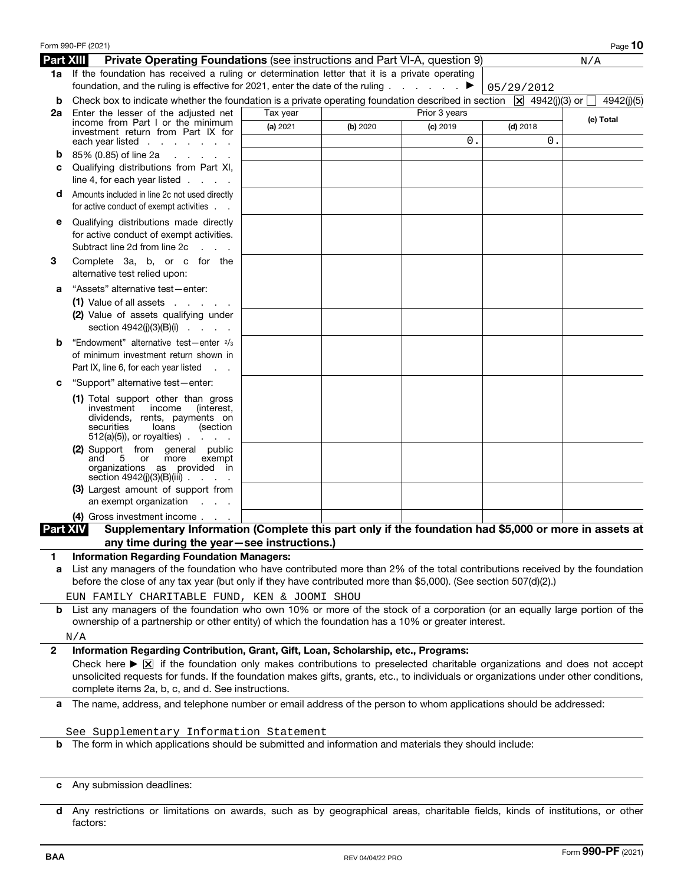Form 990-PF (2021)

## Part XIII Private Operating Foundations (see instructions and Part VI-A, question 9) N/A

**1a** If the foundation has received a ruling or determination letter that it is a private operating foundation, and the ruling is effective for 2021, enter the date of the ruling . . . . . . ▶ 05/29/2012

**b** Check box to indicate whether the foundation is a private operating foundation described in section [X] 4942(j)(3) or [ ] 4942(j)(5)

| | Tax year | Prior 3 years | | | (e) Total |
|---|---|---|---|---|---|
| | (a) 2021 | (b) 2020 | (c) 2019 | (d) 2018 | |
| **2a** Enter the lesser of the adjusted net income from Part I or the minimum investment return from Part IX for each year listed | | | 0. | 0. | |
| **b** 85% (0.85) of line 2a | | | | | |
| **c** Qualifying distributions from Part XI, line 4, for each year listed | | | | | |
| **d** Amounts included in line 2c not used directly for active conduct of exempt activities | | | | | |
| **e** Qualifying distributions made directly for active conduct of exempt activities. Subtract line 2d from line 2c | | | | | |
| **3** Complete 3a, b, or c for the alternative test relied upon: | | | | | |
| **a** "Assets" alternative test—enter: | | | | | |
| (1) Value of all assets | | | | | |
| (2) Value of assets qualifying under section 4942(j)(3)(B)(i) | | | | | |
| **b** "Endowment" alternative test—enter 2/3 of minimum investment return shown in Part IX, line 6, for each year listed | | | | | |
| **c** "Support" alternative test—enter: | | | | | |
| (1) Total support other than gross investment income (interest, dividends, rents, payments on securities loans (section 512(a)(5)), or royalties) | | | | | |
| (2) Support from general public and 5 or more exempt organizations as provided in section 4942(j)(3)(B)(iii) | | | | | |
| (3) Largest amount of support from an exempt organization | | | | | |
| (4) Gross investment income | | | | | |

## Part XIV Supplementary Information (Complete this part only if the foundation had $5,000 or more in assets at any time during the year—see instructions.)

**1 Information Regarding Foundation Managers:**

**a** List any managers of the foundation who have contributed more than 2% of the total contributions received by the foundation before the close of any tax year (but only if they have contributed more than $5,000). (See section 507(d)(2).)

EUN FAMILY CHARITABLE FUND, KEN & JOOMI SHOU

**b** List any managers of the foundation who own 10% or more of the stock of a corporation (or an equally large portion of the ownership of a partnership or other entity) of which the foundation has a 10% or greater interest.

N/A

**2 Information Regarding Contribution, Grant, Gift, Loan, Scholarship, etc., Programs:**

Check here ▶ [X] if the foundation only makes contributions to preselected charitable organizations and does not accept unsolicited requests for funds. If the foundation makes gifts, grants, etc., to individuals or organizations under other conditions, complete items 2a, b, c, and d. See instructions.

**a** The name, address, and telephone number or email address of the person to whom applications should be addressed:

See Supplementary Information Statement

**b** The form in which applications should be submitted and information and materials they should include:

**c** Any submission deadlines:

**d** Any restrictions or limitations on awards, such as by geographical areas, charitable fields, kinds of institutions, or other factors:

BAA REV 04/04/22 PRO Form **990-PF** (2021)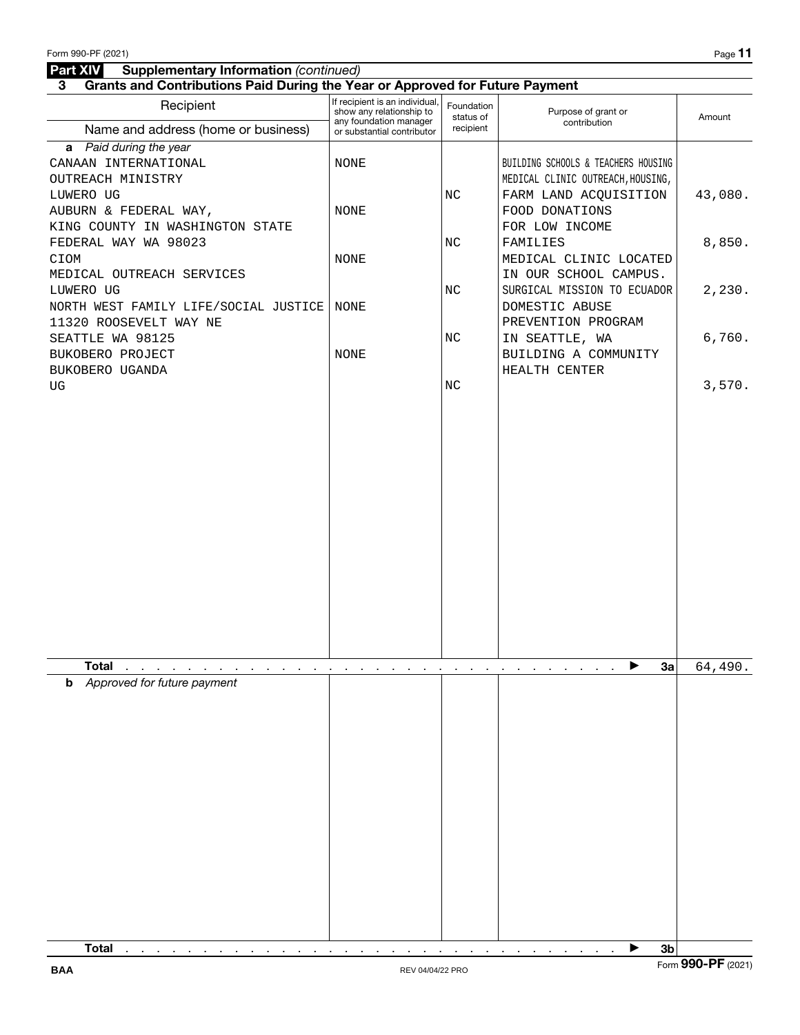## Part XIV Supplementary Information *(continued)*

### 3 Grants and Contributions Paid During the Year or Approved for Future Payment

| Recipient<br>Name and address (home or business) | If recipient is an individual, show any relationship to any foundation manager or substantial contributor | Foundation status of recipient | Purpose of grant or contribution | Amount |
|---|---|---|---|---|
| ***a** Paid during the year* | | | | |
| CANAAN INTERNATIONAL OUTREACH MINISTRY LUWERO UG | NONE | NC | BUILDING SCHOOLS & TEACHERS HOUSING MEDICAL CLINIC OUTREACH, HOUSING, FARM LAND ACQUISITION | 43,080. |
| AUBURN & FEDERAL WAY, KING COUNTY IN WASHINGTON STATE FEDERAL WAY WA 98023 | NONE | NC | FOOD DONATIONS FOR LOW INCOME FAMILIES | 8,850. |
| CIOM MEDICAL OUTREACH SERVICES LUWERO UG | NONE | NC | MEDICAL CLINIC LOCATED IN OUR SCHOOL CAMPUS. SURGICAL MISSION TO ECUADOR | 2,230. |
| NORTH WEST FAMILY LIFE/SOCIAL JUSTICE 11320 ROOSEVELT WAY NE SEATTLE WA 98125 | NONE | NC | DOMESTIC ABUSE PREVENTION PROGRAM IN SEATTLE, WA | 6,760. |
| BUKOBERO PROJECT BUKOBERO UGANDA UG | NONE | NC | BUILDING A COMMUNITY HEALTH CENTER | 3,570. |
| **Total** ▶ **3a** | | | | 64,490. |
| ***b** Approved for future payment* | | | | |
| **Total** ▶ **3b** | | | | |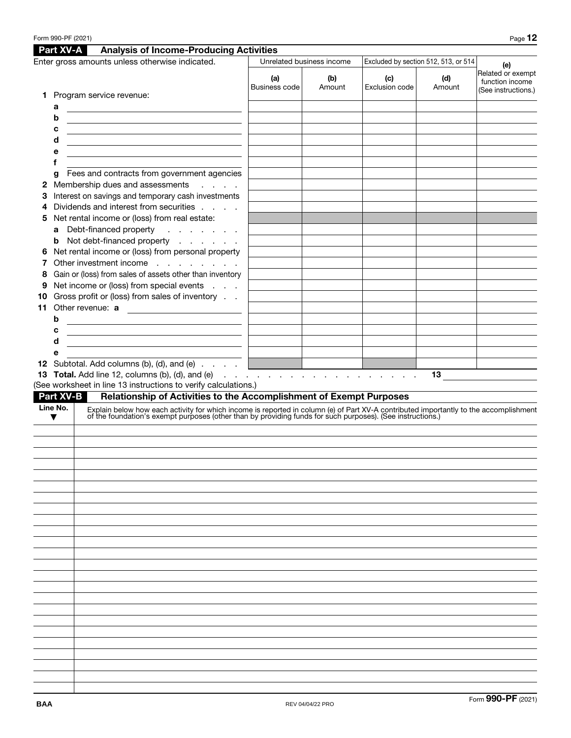Form 990-PF (2021)

## Part XV-A Analysis of Income-Producing Activities

Enter gross amounts unless otherwise indicated.

| | Unrelated business income | | Excluded by section 512, 513, or 514 | | (e) Related or exempt function income (See instructions.) |
|---|---|---|---|---|---|
| | (a) Business code | (b) Amount | (c) Exclusion code | (d) Amount | |
| **1** Program service revenue: | | | | | |
| a | | | | | |
| b | | | | | |
| c | | | | | |
| d | | | | | |
| e | | | | | |
| f | | | | | |
| g Fees and contracts from government agencies | | | | | |
| **2** Membership dues and assessments | | | | | |
| **3** Interest on savings and temporary cash investments | | | | | |
| **4** Dividends and interest from securities | | | | | |
| **5** Net rental income or (loss) from real estate: | | | | | |
| a Debt-financed property | | | | | |
| b Not debt-financed property | | | | | |
| **6** Net rental income or (loss) from personal property | | | | | |
| **7** Other investment income | | | | | |
| **8** Gain or (loss) from sales of assets other than inventory | | | | | |
| **9** Net income or (loss) from special events | | | | | |
| **10** Gross profit or (loss) from sales of inventory | | | | | |
| **11** Other revenue: a | | | | | |
| b | | | | | |
| c | | | | | |
| d | | | | | |
| e | | | | | |
| **12** Subtotal. Add columns (b), (d), and (e) | | | | | |

**13 Total.** Add line 12, columns (b), (d), and (e) . . . . . . . . . . . . . . . . . . **13** ____________

(See worksheet in line 13 instructions to verify calculations.)

## Part XV-B Relationship of Activities to the Accomplishment of Exempt Purposes

| Line No. ▼ | Explain below how each activity for which income is reported in column (e) of Part XV-A contributed importantly to the accomplishment of the foundation's exempt purposes (other than by providing funds for such purposes). (See instructions.) |
|---|---|
| | |

BAA

REV 04/04/22 PRO

Form **990-PF** (2021)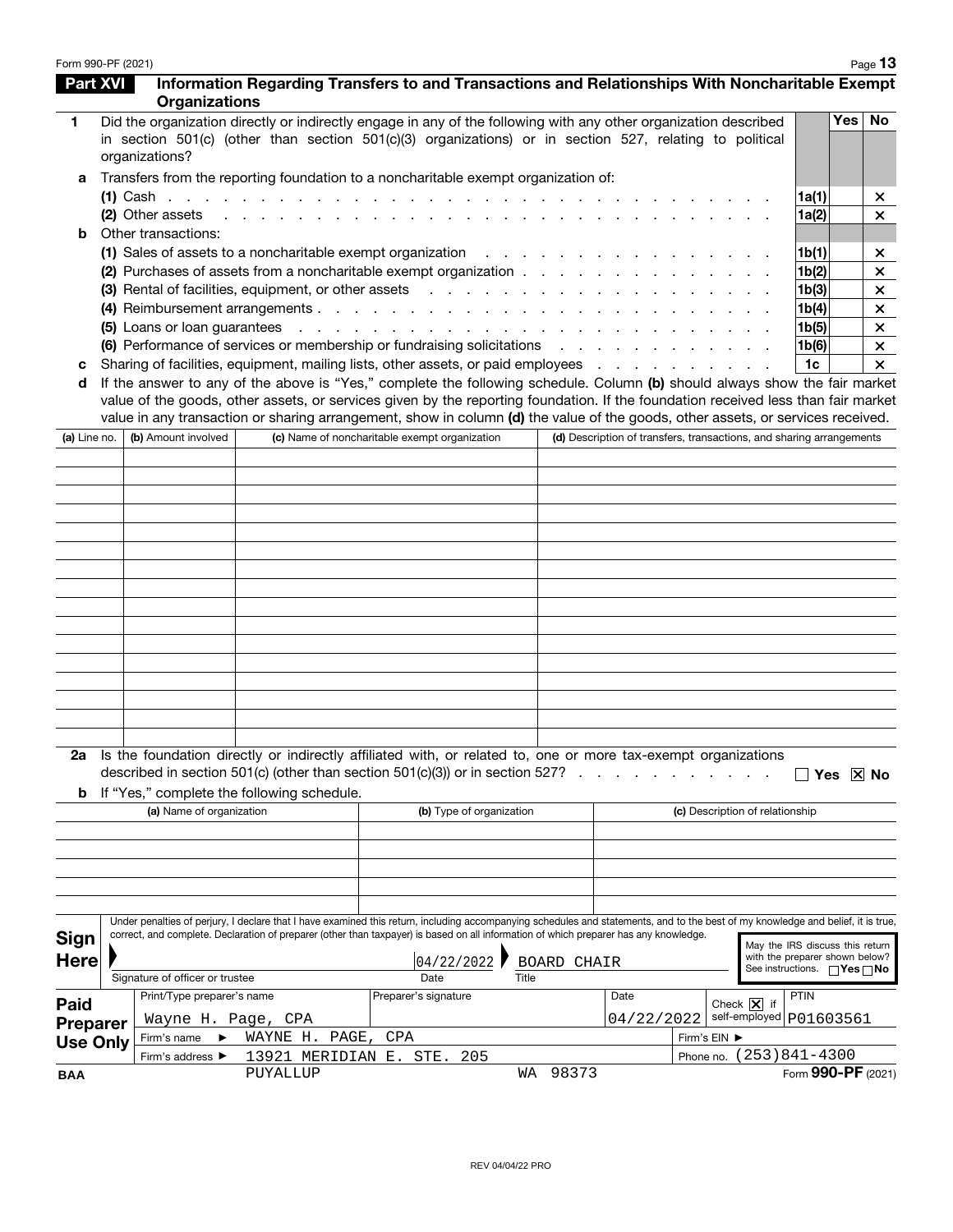Form 990-PF (2021)

## Part XVI Information Regarding Transfers to and Transactions and Relationships With Noncharitable Exempt Organizations

| | | | Yes | No |
|---|---|---|---|---|
| **1** | Did the organization directly or indirectly engage in any of the following with any other organization described in section 501(c) (other than section 501(c)(3) organizations) or in section 527, relating to political organizations? | | | |
| **a** | Transfers from the reporting foundation to a noncharitable exempt organization of: | | | |
| | **(1)** Cash | 1a(1) | | X |
| | **(2)** Other assets | 1a(2) | | X |
| **b** | Other transactions: | | | |
| | **(1)** Sales of assets to a noncharitable exempt organization | 1b(1) | | X |
| | **(2)** Purchases of assets from a noncharitable exempt organization | 1b(2) | | X |
| | **(3)** Rental of facilities, equipment, or other assets | 1b(3) | | X |
| | **(4)** Reimbursement arrangements | 1b(4) | | X |
| | **(5)** Loans or loan guarantees | 1b(5) | | X |
| | **(6)** Performance of services or membership or fundraising solicitations | 1b(6) | | X |
| **c** | Sharing of facilities, equipment, mailing lists, other assets, or paid employees | 1c | | X |

**d** If the answer to any of the above is "Yes," complete the following schedule. Column **(b)** should always show the fair market value of the goods, other assets, or services given by the reporting foundation. If the foundation received less than fair market value in any transaction or sharing arrangement, show in column **(d)** the value of the goods, other assets, or services received.

| (a) Line no. | (b) Amount involved | (c) Name of noncharitable exempt organization | (d) Description of transfers, transactions, and sharing arrangements |
|---|---|---|---|
| | | | |

**2a** Is the foundation directly or indirectly affiliated with, or related to, one or more tax-exempt organizations described in section 501(c) (other than section 501(c)(3)) or in section 527? ☐ Yes ☒ No

**b** If "Yes," complete the following schedule.

| (a) Name of organization | (b) Type of organization | (c) Description of relationship |
|---|---|---|
| | | |

**Sign Here**

Under penalties of perjury, I declare that I have examined this return, including accompanying schedules and statements, and to the best of my knowledge and belief, it is true, correct, and complete. Declaration of preparer (other than taxpayer) is based on all information of which preparer has any knowledge.

| Signature of officer or trustee | Date | Title |
|---|---|---|
| | 04/22/2022 | BOARD CHAIR |

May the IRS discuss this return with the preparer shown below? See instructions. ☐ Yes ☐ No

**Paid Preparer Use Only**

| Print/Type preparer's name | Preparer's signature | Date | Check ☒ if self-employed | PTIN |
|---|---|---|---|---|
| Wayne H. Page, CPA | | 04/22/2022 | X | P01603561 |

Firm's name ► WAYNE H. PAGE, CPA — Firm's EIN ►

Firm's address ► 13921 MERIDIAN E. STE. 205, PUYALLUP WA 98373 — Phone no. (253)841-4300

BAA Form **990-PF** (2021)

REV 04/04/22 PRO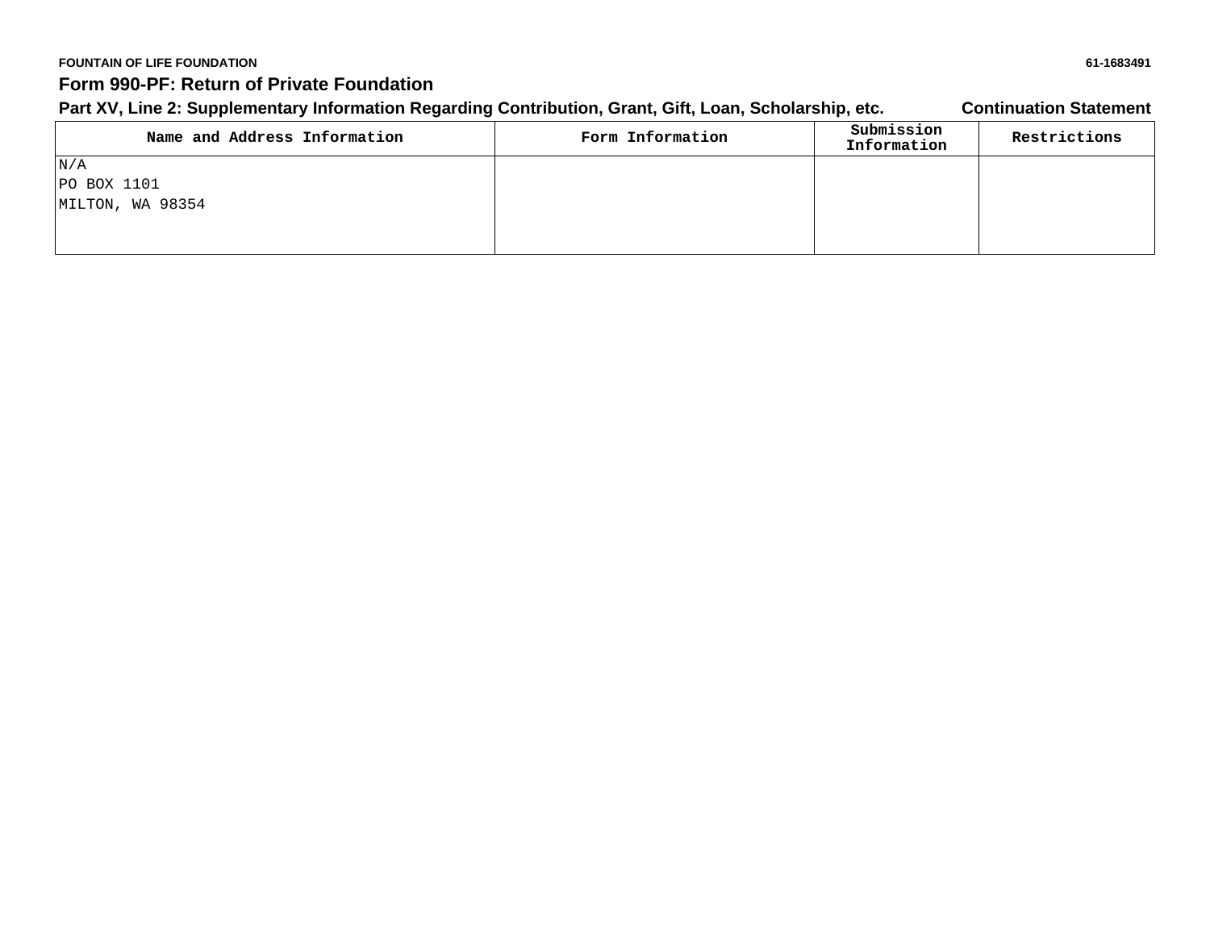FOUNTAIN OF LIFE FOUNDATION 61-1683491

## Form 990-PF: Return of Private Foundation

### Part XV, Line 2: Supplementary Information Regarding Contribution, Grant, Gift, Loan, Scholarship, etc. Continuation Statement

| Name and Address Information | Form Information | Submission Information | Restrictions |
|---|---|---|---|
| N/A<br>PO BOX 1101<br>MILTON, WA 98354 | | | |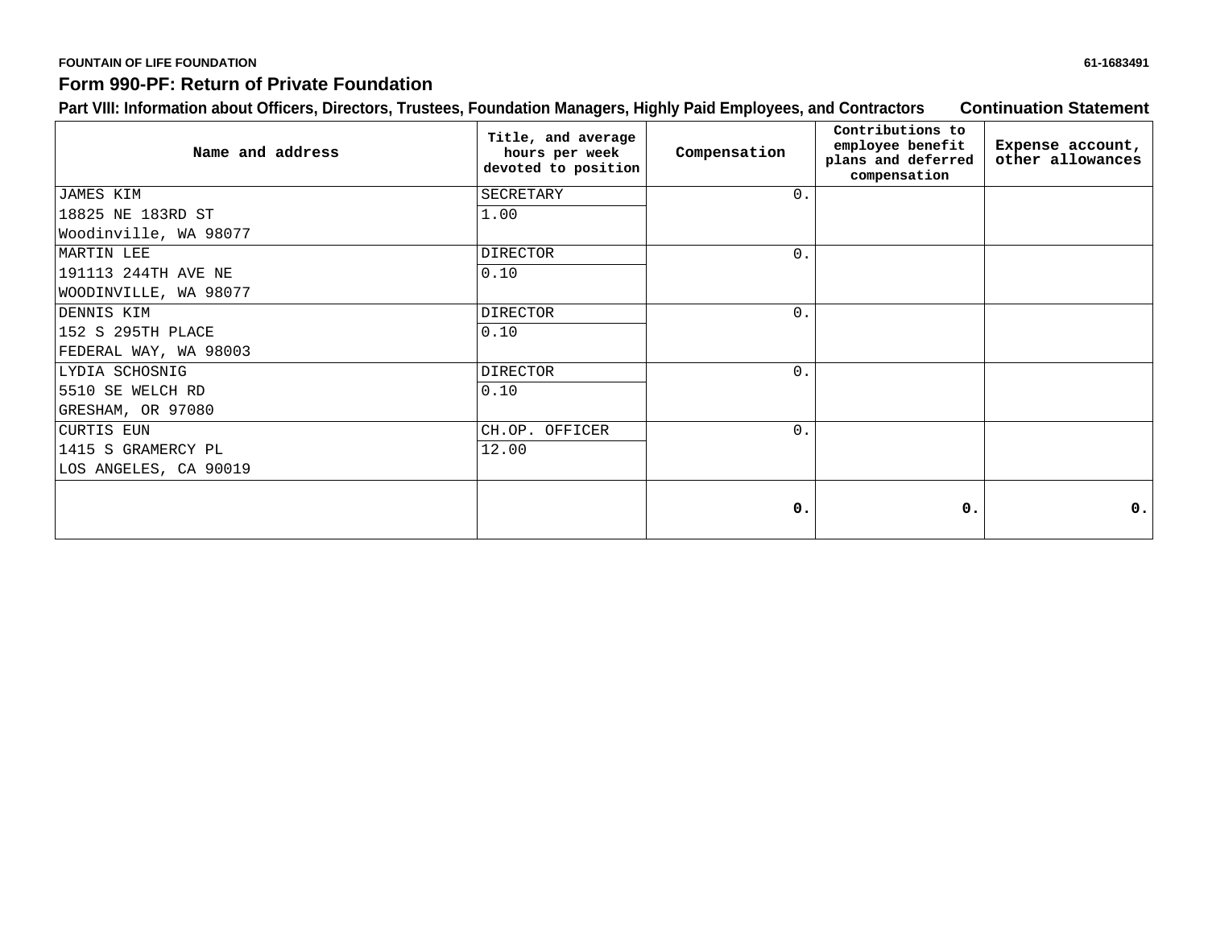FOUNTAIN OF LIFE FOUNDATION 61-1683491

## Form 990-PF: Return of Private Foundation

### Part VIII: Information about Officers, Directors, Trustees, Foundation Managers, Highly Paid Employees, and Contractors — Continuation Statement

| Name and address | Title, and average hours per week devoted to position | Compensation | Contributions to employee benefit plans and deferred compensation | Expense account, other allowances |
|---|---|---|---|---|
| JAMES KIM<br>18825 NE 183RD ST<br>Woodinville, WA 98077 | SECRETARY<br>1.00 | 0. | | |
| MARTIN LEE<br>191113 244TH AVE NE<br>WOODINVILLE, WA 98077 | DIRECTOR<br>0.10 | 0. | | |
| DENNIS KIM<br>152 S 295TH PLACE<br>FEDERAL WAY, WA 98003 | DIRECTOR<br>0.10 | 0. | | |
| LYDIA SCHOSNIG<br>5510 SE WELCH RD<br>GRESHAM, OR 97080 | DIRECTOR<br>0.10 | 0. | | |
| CURTIS EUN<br>1415 S GRAMERCY PL<br>LOS ANGELES, CA 90019 | CH.OP. OFFICER<br>12.00 | 0. | | |
| | | **0.** | **0.** | **0.** |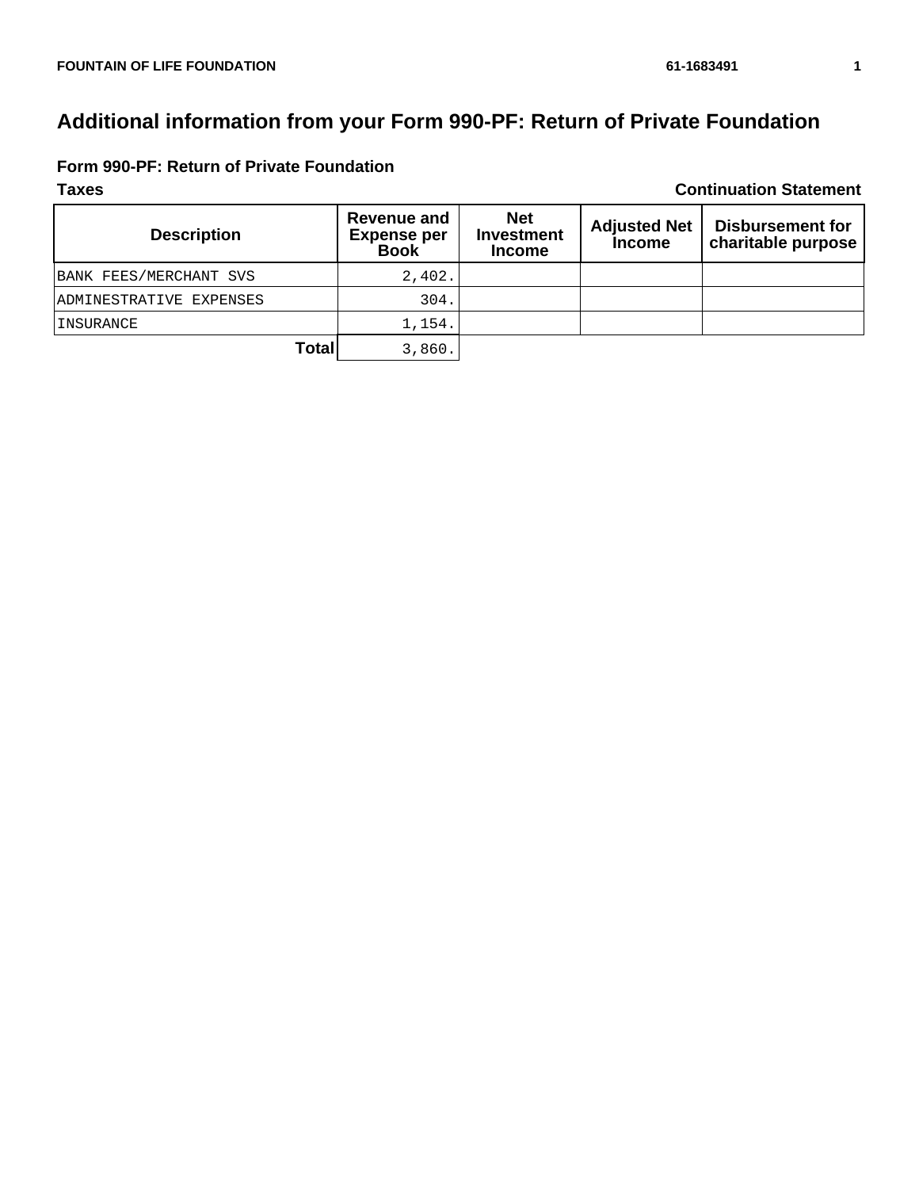FOUNTAIN OF LIFE FOUNDATION 61-1683491

# Additional information from your Form 990-PF: Return of Private Foundation

## Form 990-PF: Return of Private Foundation

**Taxes** **Continuation Statement**

| Description | Revenue and Expense per Book | Net Investment Income | Adjusted Net Income | Disbursement for charitable purpose |
|---|---|---|---|---|
| BANK FEES/MERCHANT SVS | 2,402. | | | |
| ADMINESTRATIVE EXPENSES | 304. | | | |
| INSURANCE | 1,154. | | | |
| **Total** | 3,860. | | | |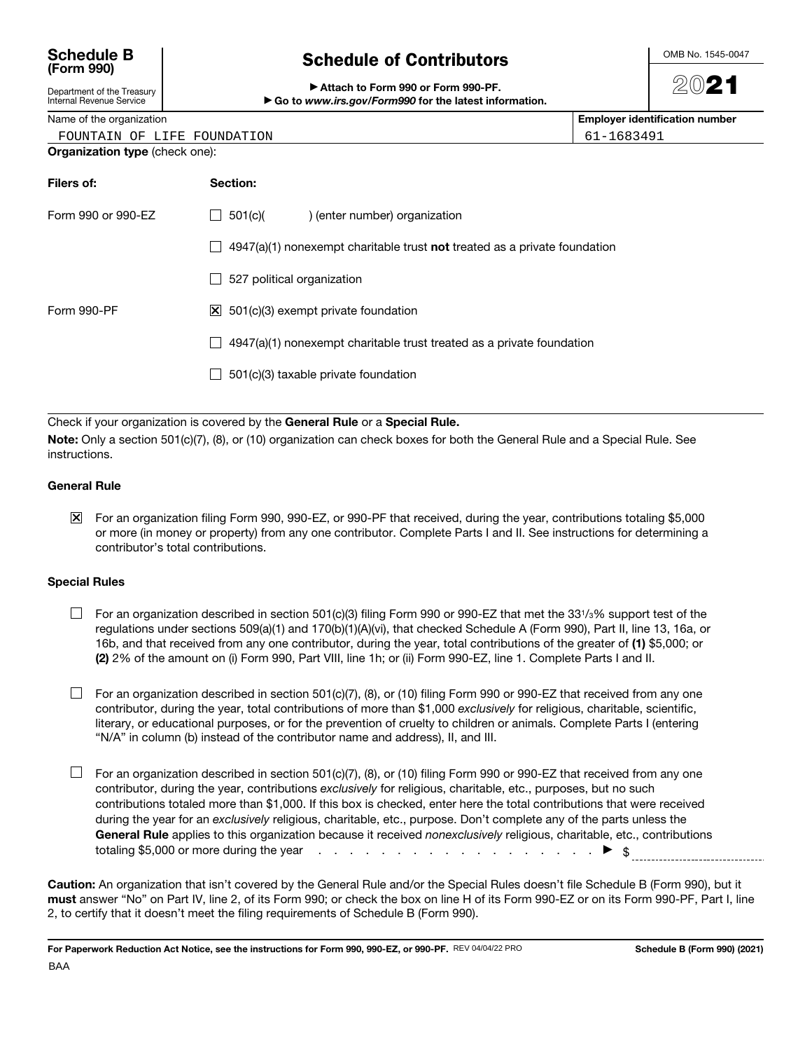**Schedule B (Form 990)**

Department of the Treasury
Internal Revenue Service

# Schedule of Contributors

▶ Attach to Form 990 or Form 990-PF.
▶ Go to *www.irs.gov/Form990* for the latest information.

OMB No. 1545-0047

2021

| Name of the organization | Employer identification number |
|---|---|
| FOUNTAIN OF LIFE FOUNDATION | 61-1683491 |

**Organization type** (check one):

| Filers of: | Section: |
|---|---|
| Form 990 or 990-EZ | ☐ 501(c)(   ) (enter number) organization |
| | ☐ 4947(a)(1) nonexempt charitable trust **not** treated as a private foundation |
| | ☐ 527 political organization |
| Form 990-PF | ☒ 501(c)(3) exempt private foundation |
| | ☐ 4947(a)(1) nonexempt charitable trust treated as a private foundation |
| | ☐ 501(c)(3) taxable private foundation |

Check if your organization is covered by the **General Rule** or a **Special Rule.**

**Note:** Only a section 501(c)(7), (8), or (10) organization can check boxes for both the General Rule and a Special Rule. See instructions.

### General Rule

☒ For an organization filing Form 990, 990-EZ, or 990-PF that received, during the year, contributions totaling $5,000 or more (in money or property) from any one contributor. Complete Parts I and II. See instructions for determining a contributor's total contributions.

### Special Rules

☐ For an organization described in section 501(c)(3) filing Form 990 or 990-EZ that met the 33 1/3% support test of the regulations under sections 509(a)(1) and 170(b)(1)(A)(vi), that checked Schedule A (Form 990), Part II, line 13, 16a, or 16b, and that received from any one contributor, during the year, total contributions of the greater of **(1)** $5,000; or **(2)** 2% of the amount on (i) Form 990, Part VIII, line 1h; or (ii) Form 990-EZ, line 1. Complete Parts I and II.

☐ For an organization described in section 501(c)(7), (8), or (10) filing Form 990 or 990-EZ that received from any one contributor, during the year, total contributions of more than $1,000 *exclusively* for religious, charitable, scientific, literary, or educational purposes, or for the prevention of cruelty to children or animals. Complete Parts I (entering "N/A" in column (b) instead of the contributor name and address), II, and III.

☐ For an organization described in section 501(c)(7), (8), or (10) filing Form 990 or 990-EZ that received from any one contributor, during the year, contributions *exclusively* for religious, charitable, etc., purposes, but no such contributions totaled more than $1,000. If this box is checked, enter here the total contributions that were received during the year for an *exclusively* religious, charitable, etc., purpose. Don't complete any of the parts unless the **General Rule** applies to this organization because it received *nonexclusively* religious, charitable, etc., contributions totaling $5,000 or more during the year . . . . . . . . . . . . . . . . . . . . . ▶ $ ____________

**Caution:** An organization that isn't covered by the General Rule and/or the Special Rules doesn't file Schedule B (Form 990), but it **must** answer "No" on Part IV, line 2, of its Form 990; or check the box on line H of its Form 990-EZ or on its Form 990-PF, Part I, line 2, to certify that it doesn't meet the filing requirements of Schedule B (Form 990).

**For Paperwork Reduction Act Notice, see the instructions for Form 990, 990-EZ, or 990-PF.** REV 04/04/22 PRO **Schedule B (Form 990) (2021)**

BAA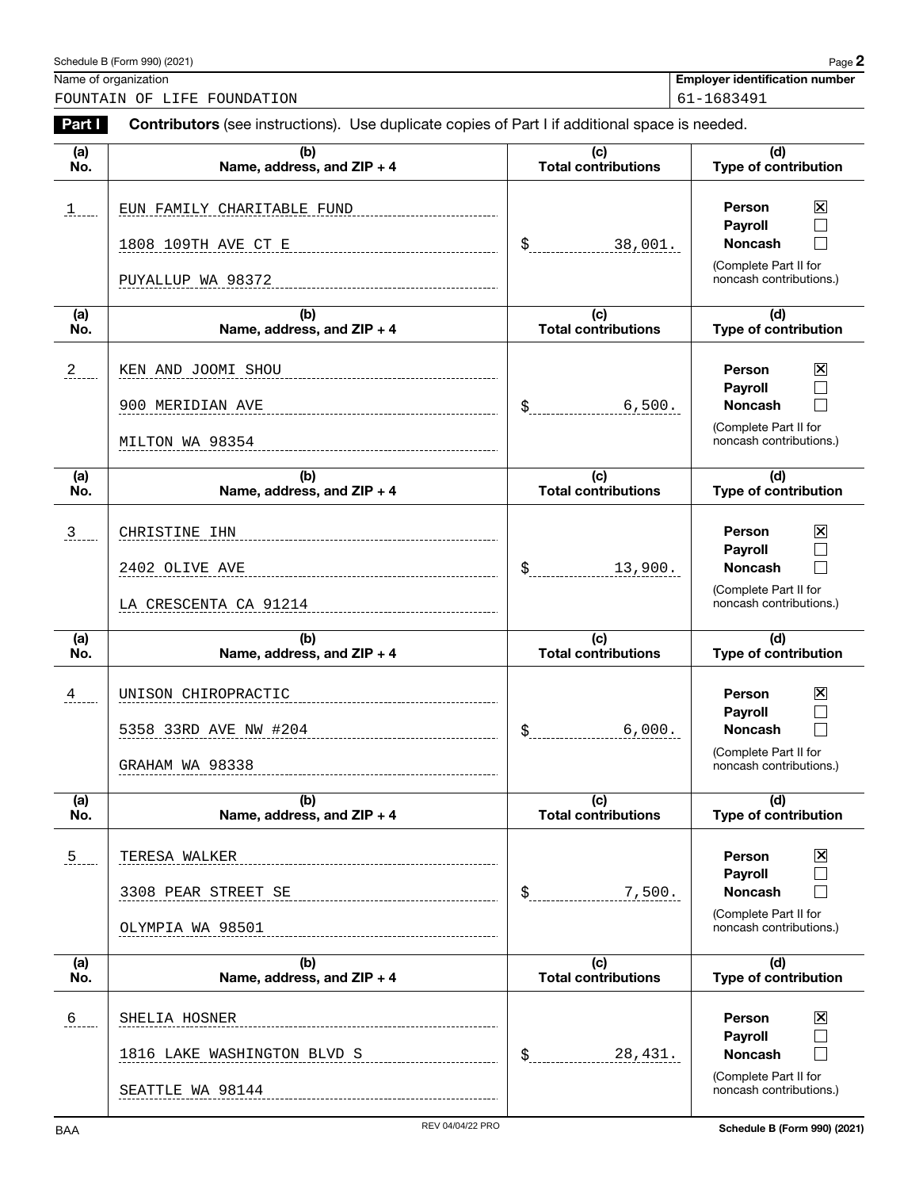Schedule B (Form 990) (2021) Page **2**

| Name of organization | Employer identification number |
|---|---|
| FOUNTAIN OF LIFE FOUNDATION | 61-1683491 |

**Part I** **Contributors** (see instructions). Use duplicate copies of Part I if additional space is needed.

| (a) No. | (b) Name, address, and ZIP + 4 | (c) Total contributions | (d) Type of contribution |
|---|---|---|---|
| 1 | EUN FAMILY CHARITABLE FUND<br>1808 109TH AVE CT E<br>PUYALLUP WA 98372 | $ 38,001. | Person ☒<br>Payroll ☐<br>Noncash ☐<br>(Complete Part II for noncash contributions.) |
| 2 | KEN AND JOOMI SHOU<br>900 MERIDIAN AVE<br>MILTON WA 98354 | $ 6,500. | Person ☒<br>Payroll ☐<br>Noncash ☐<br>(Complete Part II for noncash contributions.) |
| 3 | CHRISTINE IHN<br>2402 OLIVE AVE<br>LA CRESCENTA CA 91214 | $ 13,900. | Person ☒<br>Payroll ☐<br>Noncash ☐<br>(Complete Part II for noncash contributions.) |
| 4 | UNISON CHIROPRACTIC<br>5358 33RD AVE NW #204<br>GRAHAM WA 98338 | $ 6,000. | Person ☒<br>Payroll ☐<br>Noncash ☐<br>(Complete Part II for noncash contributions.) |
| 5 | TERESA WALKER<br>3308 PEAR STREET SE<br>OLYMPIA WA 98501 | $ 7,500. | Person ☒<br>Payroll ☐<br>Noncash ☐<br>(Complete Part II for noncash contributions.) |
| 6 | SHELIA HOSNER<br>1816 LAKE WASHINGTON BLVD S<br>SEATTLE WA 98144 | $ 28,431. | Person ☒<br>Payroll ☐<br>Noncash ☐<br>(Complete Part II for noncash contributions.) |

BAA REV 04/04/22 PRO **Schedule B (Form 990) (2021)**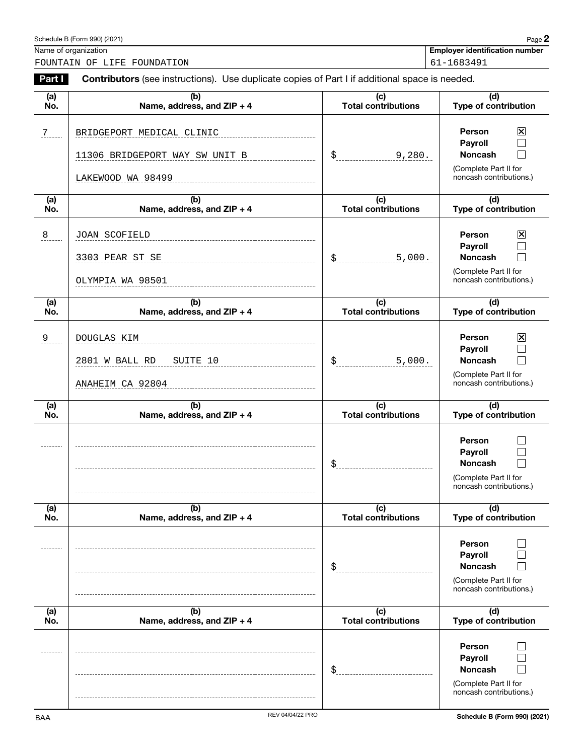Schedule B (Form 990) (2021)

| Name of organization | Employer identification number |
|---|---|
| FOUNTAIN OF LIFE FOUNDATION | 61-1683491 |

**Part I** **Contributors** (see instructions). Use duplicate copies of Part I if additional space is needed.

| (a) No. | (b) Name, address, and ZIP + 4 | (c) Total contributions | (d) Type of contribution |
|---|---|---|---|
| 7 | BRIDGEPORT MEDICAL CLINIC<br>11306 BRIDGEPORT WAY SW UNIT B<br>LAKEWOOD WA 98499 | $ 9,280. | Person ☒<br>Payroll ☐<br>Noncash ☐<br>(Complete Part II for noncash contributions.) |
| 8 | JOAN SCOFIELD<br>3303 PEAR ST SE<br>OLYMPIA WA 98501 | $ 5,000. | Person ☒<br>Payroll ☐<br>Noncash ☐<br>(Complete Part II for noncash contributions.) |
| 9 | DOUGLAS KIM<br>2801 W BALL RD SUITE 10<br>ANAHEIM CA 92804 | $ 5,000. | Person ☒<br>Payroll ☐<br>Noncash ☐<br>(Complete Part II for noncash contributions.) |
| | | $ | Person ☐<br>Payroll ☐<br>Noncash ☐<br>(Complete Part II for noncash contributions.) |
| | | $ | Person ☐<br>Payroll ☐<br>Noncash ☐<br>(Complete Part II for noncash contributions.) |
| | | $ | Person ☐<br>Payroll ☐<br>Noncash ☐<br>(Complete Part II for noncash contributions.) |

BAA REV 04/04/22 PRO Schedule B (Form 990) (2021)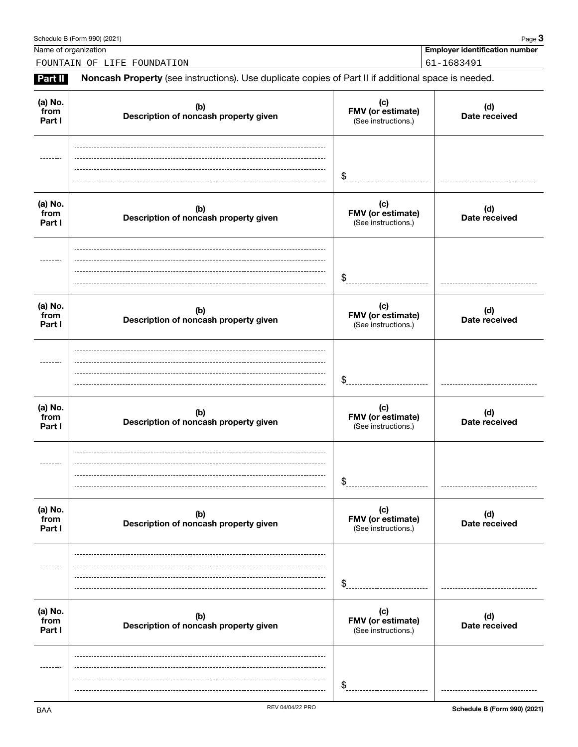Name of organization: FOUNTAIN OF LIFE FOUNDATION

Employer identification number: 61-1683491

**Part II** **Noncash Property** (see instructions). Use duplicate copies of Part II if additional space is needed.

| (a) No. from Part I | (b) Description of noncash property given | (c) FMV (or estimate) (See instructions.) | (d) Date received |
|---|---|---|---|
| | | $ | |

| (a) No. from Part I | (b) Description of noncash property given | (c) FMV (or estimate) (See instructions.) | (d) Date received |
|---|---|---|---|
| | | $ | |

| (a) No. from Part I | (b) Description of noncash property given | (c) FMV (or estimate) (See instructions.) | (d) Date received |
|---|---|---|---|
| | | $ | |

| (a) No. from Part I | (b) Description of noncash property given | (c) FMV (or estimate) (See instructions.) | (d) Date received |
|---|---|---|---|
| | | $ | |

| (a) No. from Part I | (b) Description of noncash property given | (c) FMV (or estimate) (See instructions.) | (d) Date received |
|---|---|---|---|
| | | $ | |

| (a) No. from Part I | (b) Description of noncash property given | (c) FMV (or estimate) (See instructions.) | (d) Date received |
|---|---|---|---|
| | | $ | |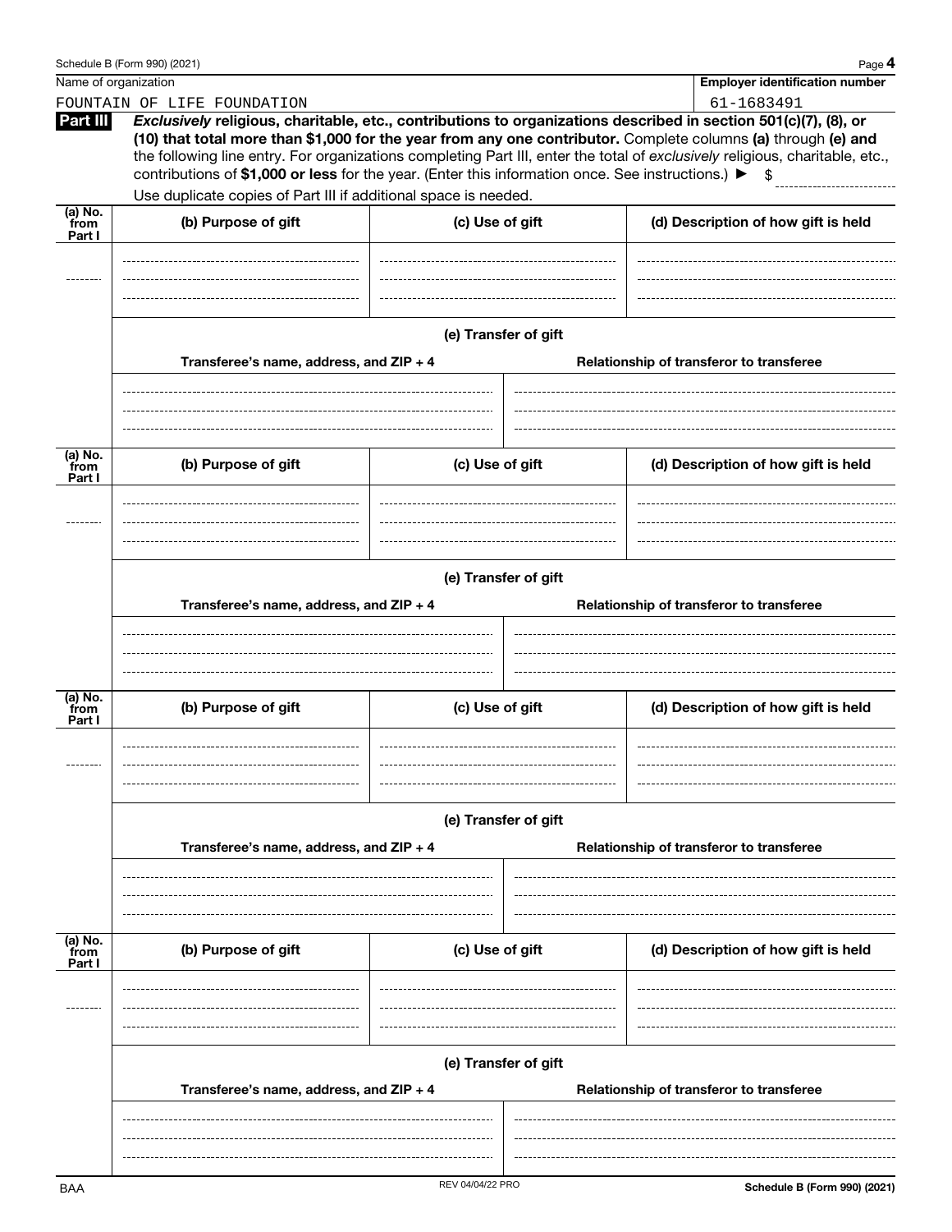Name of organization: FOUNTAIN OF LIFE FOUNDATION

Employer identification number: 61-1683491

**Part III** ***Exclusively*** **religious, charitable, etc., contributions to organizations described in section 501(c)(7), (8), or (10) that total more than $1,000 for the year from any one contributor.** Complete columns **(a)** through **(e) and** the following line entry. For organizations completing Part III, enter the total of *exclusively* religious, charitable, etc., contributions of **$1,000 or less** for the year. (Enter this information once. See instructions.) ▶ $

Use duplicate copies of Part III if additional space is needed.

| (a) No. from Part I | (b) Purpose of gift | (c) Use of gift | (d) Description of how gift is held |
|---|---|---|---|
| | | | |

**(e) Transfer of gift**

| Transferee's name, address, and ZIP + 4 | Relationship of transferor to transferee |
|---|---|
| | |

| (a) No. from Part I | (b) Purpose of gift | (c) Use of gift | (d) Description of how gift is held |
|---|---|---|---|
| | | | |

**(e) Transfer of gift**

| Transferee's name, address, and ZIP + 4 | Relationship of transferor to transferee |
|---|---|
| | |

| (a) No. from Part I | (b) Purpose of gift | (c) Use of gift | (d) Description of how gift is held |
|---|---|---|---|
| | | | |

**(e) Transfer of gift**

| Transferee's name, address, and ZIP + 4 | Relationship of transferor to transferee |
|---|---|
| | |

| (a) No. from Part I | (b) Purpose of gift | (c) Use of gift | (d) Description of how gift is held |
|---|---|---|---|
| | | | |

**(e) Transfer of gift**

| Transferee's name, address, and ZIP + 4 | Relationship of transferor to transferee |
|---|---|
| | |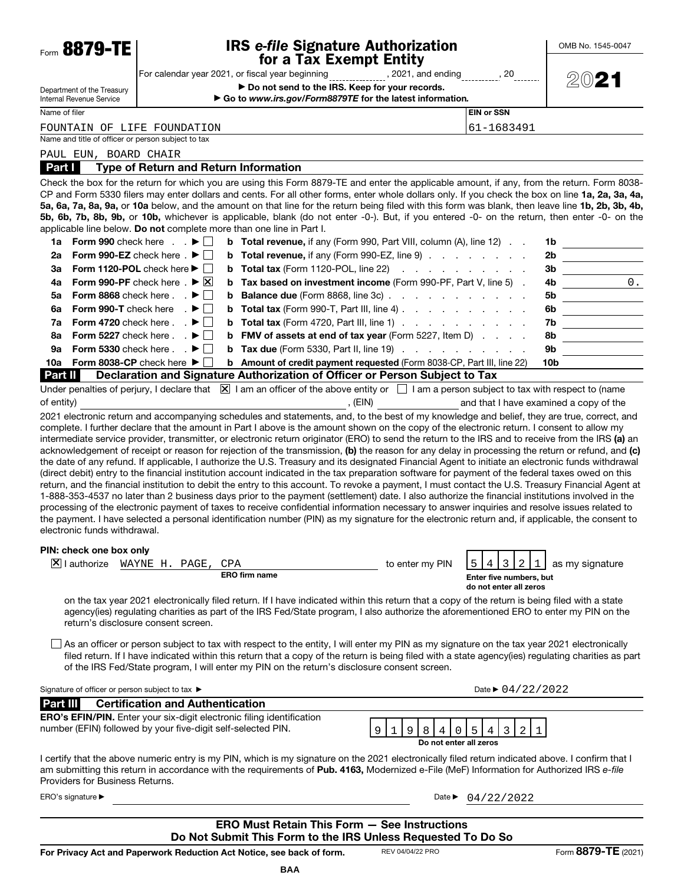Form **8879-TE**

# IRS *e-file* Signature Authorization for a Tax Exempt Entity

For calendar year 2021, or fiscal year beginning __________, 2021, and ending __________, 20____

▶ **Do not send to the IRS. Keep for your records.**

▶ **Go to *www.irs.gov/Form8879TE* for the latest information.**

Department of the Treasury
Internal Revenue Service

OMB No. 1545-0047

**2021**

| Name of filer | EIN or SSN |
|---|---|
| FOUNTAIN OF LIFE FOUNDATION | 61-1683491 |

Name and title of officer or person subject to tax

PAUL EUN, BOARD CHAIR

## Part I — Type of Return and Return Information

Check the box for the return for which you are using this Form 8879-TE and enter the applicable amount, if any, from the return. Form 8038-CP and Form 5330 filers may enter dollars and cents. For all other forms, enter whole dollars only. If you check the box on line **1a, 2a, 3a, 4a, 5a, 6a, 7a, 8a, 9a,** or **10a** below, and the amount on that line for the return being filed with this form was blank, then leave line **1b, 2b, 3b, 4b, 5b, 6b, 7b, 8b, 9b,** or **10b,** whichever is applicable, blank (do not enter -0-). But, if you entered -0- on the return, then enter -0- on the applicable line below. **Do not** complete more than one line in Part I.

| Line | Form | | Line | Description | Line | Amount |
|---|---|---|---|---|---|---|
| 1a | **Form 990** check here ▶ | ☐ | b | **Total revenue,** if any (Form 990, Part VIII, column (A), line 12) | 1b | |
| 2a | **Form 990-EZ** check here ▶ | ☐ | b | **Total revenue,** if any (Form 990-EZ, line 9) | 2b | |
| 3a | **Form 1120-POL** check here ▶ | ☐ | b | **Total tax** (Form 1120-POL, line 22) | 3b | |
| 4a | **Form 990-PF** check here ▶ | ☒ | b | **Tax based on investment income** (Form 990-PF, Part V, line 5) | 4b | 0. |
| 5a | **Form 8868** check here ▶ | ☐ | b | **Balance due** (Form 8868, line 3c) | 5b | |
| 6a | **Form 990-T** check here ▶ | ☐ | b | **Total tax** (Form 990-T, Part III, line 4) | 6b | |
| 7a | **Form 4720** check here ▶ | ☐ | b | **Total tax** (Form 4720, Part III, line 1) | 7b | |
| 8a | **Form 5227** check here ▶ | ☐ | b | **FMV of assets at end of tax year** (Form 5227, Item D) | 8b | |
| 9a | **Form 5330** check here ▶ | ☐ | b | **Tax due** (Form 5330, Part II, line 19) | 9b | |
| 10a | **Form 8038-CP** check here ▶ | ☐ | b | **Amount of credit payment requested** (Form 8038-CP, Part III, line 22) | 10b | |

## Part II — Declaration and Signature Authorization of Officer or Person Subject to Tax

Under penalties of perjury, I declare that ☒ I am an officer of the above entity or ☐ I am a person subject to tax with respect to (name of entity) ______________________, (EIN) __________ and that I have examined a copy of the 2021 electronic return and accompanying schedules and statements, and, to the best of my knowledge and belief, they are true, correct, and complete. I further declare that the amount in Part I above is the amount shown on the copy of the electronic return. I consent to allow my intermediate service provider, transmitter, or electronic return originator (ERO) to send the return to the IRS and to receive from the IRS **(a)** an acknowledgement of receipt or reason for rejection of the transmission, **(b)** the reason for any delay in processing the return or refund, and **(c)** the date of any refund. If applicable, I authorize the U.S. Treasury and its designated Financial Agent to initiate an electronic funds withdrawal (direct debit) entry to the financial institution account indicated in the tax preparation software for payment of the federal taxes owed on this return, and the financial institution to debit the entry to this account. To revoke a payment, I must contact the U.S. Treasury Financial Agent at 1-888-353-4537 no later than 2 business days prior to the payment (settlement) date. I also authorize the financial institutions involved in the processing of the electronic payment of taxes to receive confidential information necessary to answer inquiries and resolve issues related to the payment. I have selected a personal identification number (PIN) as my signature for the electronic return and, if applicable, the consent to electronic funds withdrawal.

**PIN: check one box only**

☒ I authorize WAYNE H. PAGE, CPA (**ERO firm name**) to enter my PIN 5 4 3 2 1 as my signature (**Enter five numbers, but do not enter all zeros**) on the tax year 2021 electronically filed return. If I have indicated within this return that a copy of the return is being filed with a state agency(ies) regulating charities as part of the IRS Fed/State program, I also authorize the aforementioned ERO to enter my PIN on the return's disclosure consent screen.

☐ As an officer or person subject to tax with respect to the entity, I will enter my PIN as my signature on the tax year 2021 electronically filed return. If I have indicated within this return that a copy of the return is being filed with a state agency(ies) regulating charities as part of the IRS Fed/State program, I will enter my PIN on the return's disclosure consent screen.

Signature of officer or person subject to tax ▶ ______________________ Date ▶ 04/22/2022

## Part III — Certification and Authentication

**ERO's EFIN/PIN.** Enter your six-digit electronic filing identification number (EFIN) followed by your five-digit self-selected PIN.

9 1 9 8 4 0 5 4 3 2 1

**Do not enter all zeros**

I certify that the above numeric entry is my PIN, which is my signature on the 2021 electronically filed return indicated above. I confirm that I am submitting this return in accordance with the requirements of **Pub. 4163,** Modernized e-File (MeF) Information for Authorized IRS *e-file* Providers for Business Returns.

ERO's signature ▶ ______________________ Date ▶ 04/22/2022

**ERO Must Retain This Form — See Instructions**
**Do Not Submit This Form to the IRS Unless Requested To Do So**

**For Privacy Act and Paperwork Reduction Act Notice, see back of form.** REV 04/04/22 PRO Form **8879-TE** (2021)

BAA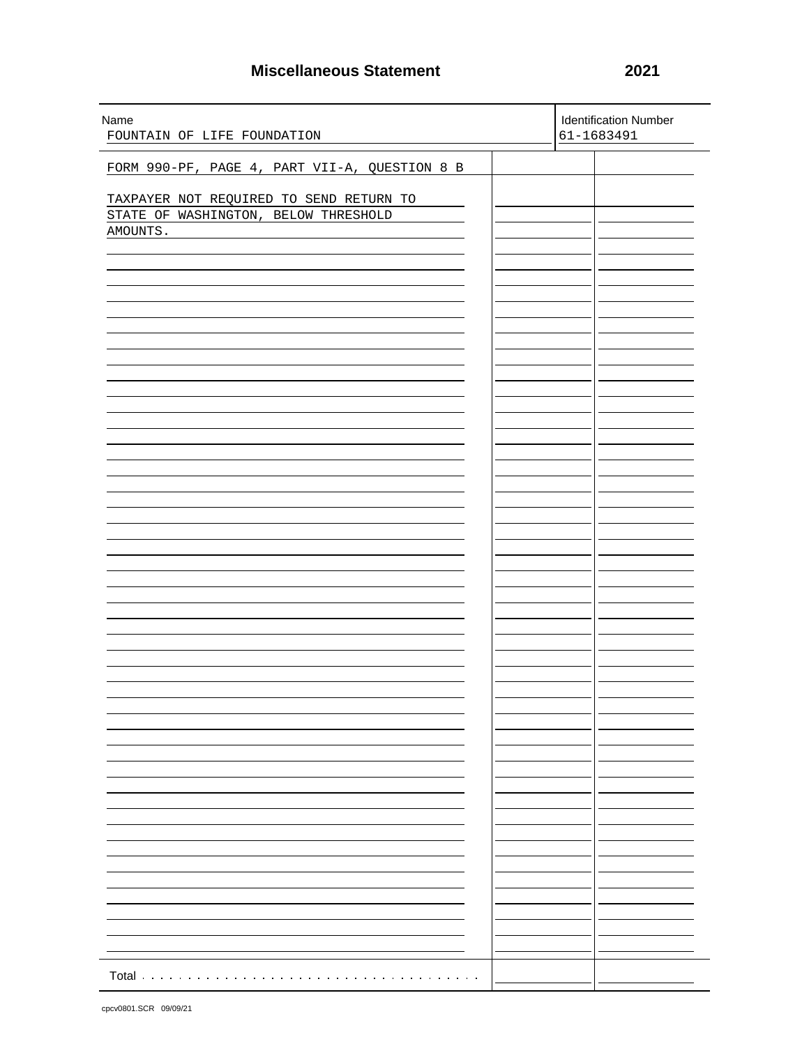## Miscellaneous Statement

**2021**

| Name | Identification Number |
|---|---|
| FOUNTAIN OF LIFE FOUNDATION | 61-1683491 |

FORM 990-PF, PAGE 4, PART VII-A, QUESTION 8 B

TAXPAYER NOT REQUIRED TO SEND RETURN TO STATE OF WASHINGTON, BELOW THRESHOLD AMOUNTS.

Total

cpcv0801.SCR 09/09/21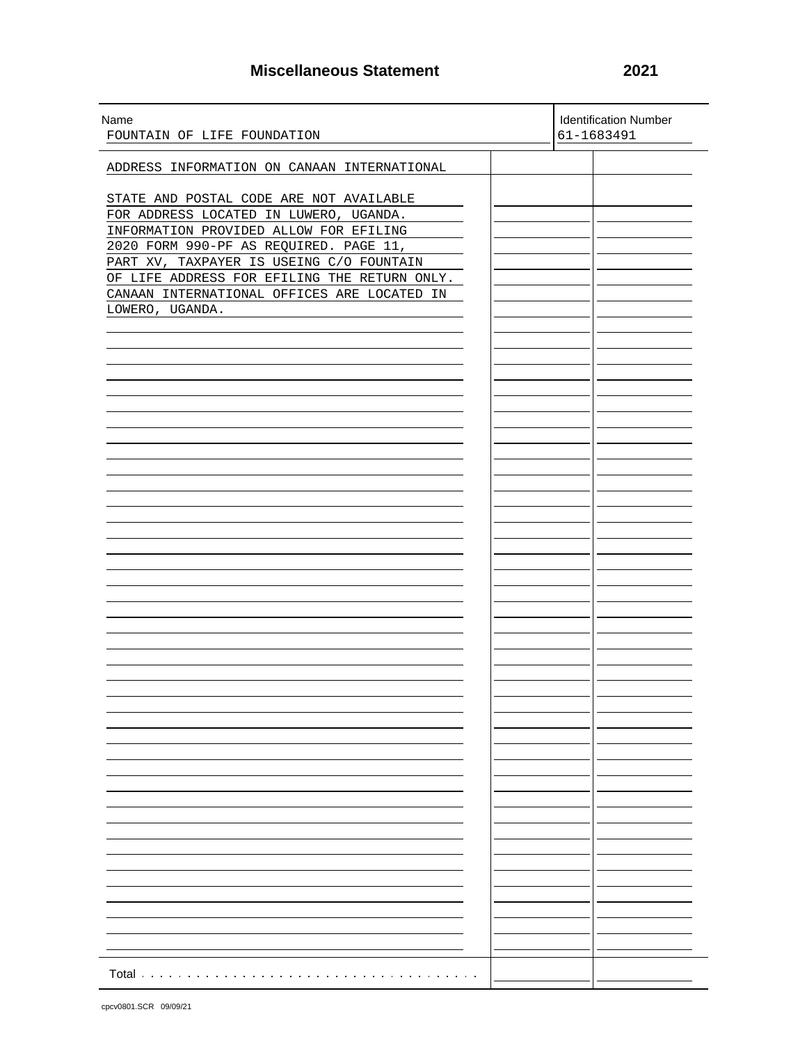# Miscellaneous Statement

**2021**

| Name | Identification Number |
| --- | --- |
| FOUNTAIN OF LIFE FOUNDATION | 61-1683491 |

ADDRESS INFORMATION ON CANAAN INTERNATIONAL

STATE AND POSTAL CODE ARE NOT AVAILABLE
FOR ADDRESS LOCATED IN LUWERO, UGANDA.
INFORMATION PROVIDED ALLOW FOR EFILING
2020 FORM 990-PF AS REQUIRED. PAGE 11,
PART XV, TAXPAYER IS USEING C/O FOUNTAIN
OF LIFE ADDRESS FOR EFILING THE RETURN ONLY.
CANAAN INTERNATIONAL OFFICES ARE LOCATED IN
LOWERO, UGANDA.

Total

cpcv0801.SCR 09/09/21